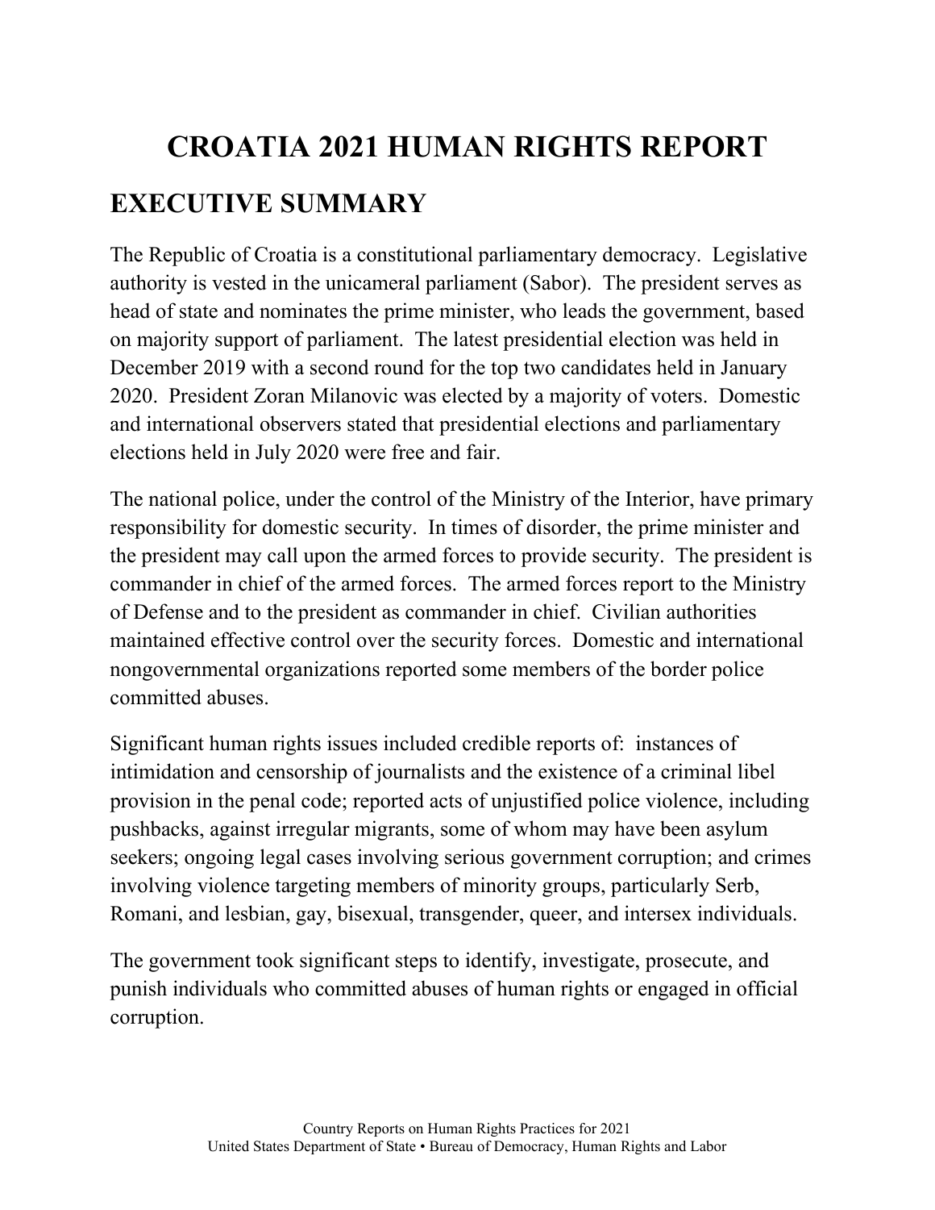# CROATIA 2021 HUMAN RIGHTS REPORT

## EXECUTIVE SUMMARY

The Republic of Croatia is a constitutional parliamentary democracy. Legislative authority is vested in the unicameral parliament (Sabor). The president serves as head of state and nominates the prime minister, who leads the government, based on majority support of parliament. The latest presidential election was held in December 2019 with a second round for the top two candidates held in January 2020. President Zoran Milanovic was elected by a majority of voters. Domestic and international observers stated that presidential elections and parliamentary elections held in July 2020 were free and fair.

The national police, under the control of the Ministry of the Interior, have primary responsibility for domestic security. In times of disorder, the prime minister and the president may call upon the armed forces to provide security. The president is commander in chief of the armed forces. The armed forces report to the Ministry of Defense and to the president as commander in chief. Civilian authorities maintained effective control over the security forces. Domestic and international nongovernmental organizations reported some members of the border police committed abuses.

Significant human rights issues included credible reports of: instances of intimidation and censorship of journalists and the existence of a criminal libel provision in the penal code; reported acts of unjustified police violence, including pushbacks, against irregular migrants, some of whom may have been asylum seekers; ongoing legal cases involving serious government corruption; and crimes involving violence targeting members of minority groups, particularly Serb, Romani, and lesbian, gay, bisexual, transgender, queer, and intersex individuals.

The government took significant steps to identify, investigate, prosecute, and punish individuals who committed abuses of human rights or engaged in official corruption.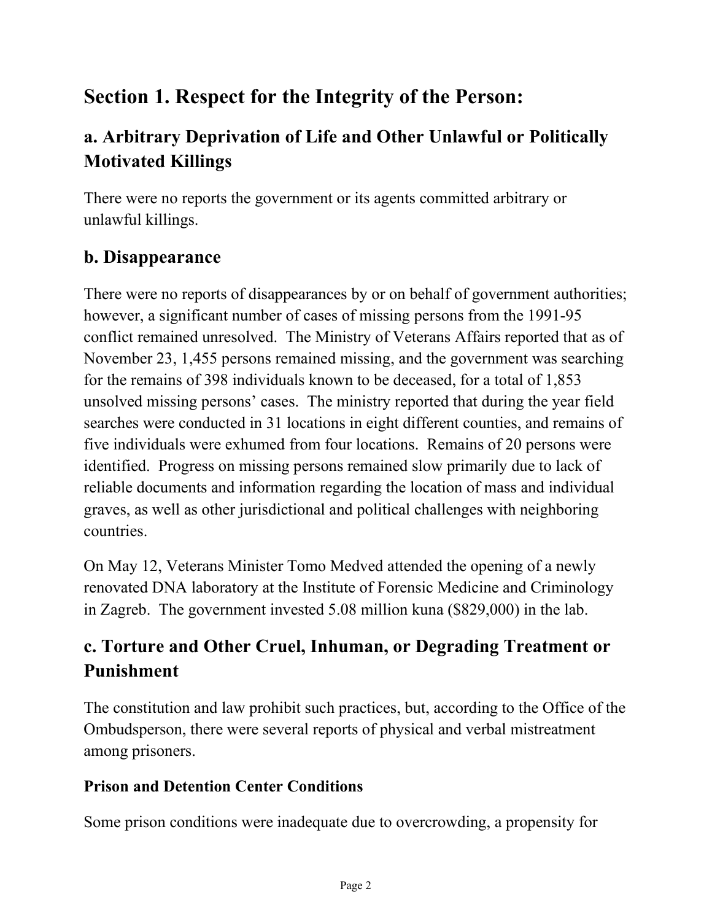## Section 1. Respect for the Integrity of the Person:

### a. Arbitrary Deprivation of Life and Other Unlawful or Politically Motivated Killings

There were no reports the government or its agents committed arbitrary or unlawful killings.

### b. Disappearance

There were no reports of disappearances by or on behalf of government authorities; however, a significant number of cases of missing persons from the 1991-95 conflict remained unresolved. The Ministry of Veterans Affairs reported that as of November 23, 1,455 persons remained missing, and the government was searching for the remains of 398 individuals known to be deceased, for a total of 1,853 unsolved missing persons' cases. The ministry reported that during the year field searches were conducted in 31 locations in eight different counties, and remains of five individuals were exhumed from four locations. Remains of 20 persons were identified. Progress on missing persons remained slow primarily due to lack of reliable documents and information regarding the location of mass and individual graves, as well as other jurisdictional and political challenges with neighboring countries.

On May 12, Veterans Minister Tomo Medved attended the opening of a newly renovated DNA laboratory at the Institute of Forensic Medicine and Criminology in Zagreb. The government invested 5.08 million kuna ($829,000) in the lab.

### c. Torture and Other Cruel, Inhuman, or Degrading Treatment or Punishment

The constitution and law prohibit such practices, but, according to the Office of the Ombudsperson, there were several reports of physical and verbal mistreatment among prisoners.

#### Prison and Detention Center Conditions

Some prison conditions were inadequate due to overcrowding, a propensity for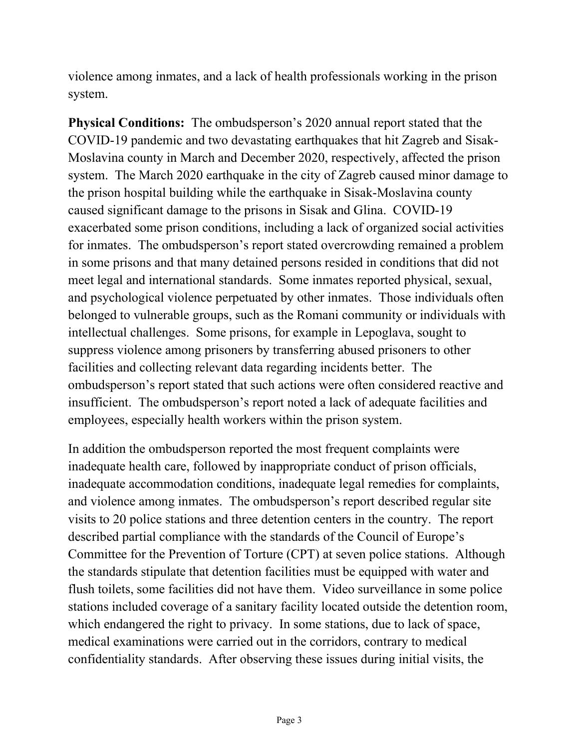violence among inmates, and a lack of health professionals working in the prison system.

**Physical Conditions:** The ombudsperson's 2020 annual report stated that the COVID-19 pandemic and two devastating earthquakes that hit Zagreb and Sisak-Moslavina county in March and December 2020, respectively, affected the prison system. The March 2020 earthquake in the city of Zagreb caused minor damage to the prison hospital building while the earthquake in Sisak-Moslavina county caused significant damage to the prisons in Sisak and Glina. COVID-19 exacerbated some prison conditions, including a lack of organized social activities for inmates. The ombudsperson's report stated overcrowding remained a problem in some prisons and that many detained persons resided in conditions that did not meet legal and international standards. Some inmates reported physical, sexual, and psychological violence perpetuated by other inmates. Those individuals often belonged to vulnerable groups, such as the Romani community or individuals with intellectual challenges. Some prisons, for example in Lepoglava, sought to suppress violence among prisoners by transferring abused prisoners to other facilities and collecting relevant data regarding incidents better. The ombudsperson's report stated that such actions were often considered reactive and insufficient. The ombudsperson's report noted a lack of adequate facilities and employees, especially health workers within the prison system.

In addition the ombudsperson reported the most frequent complaints were inadequate health care, followed by inappropriate conduct of prison officials, inadequate accommodation conditions, inadequate legal remedies for complaints, and violence among inmates. The ombudsperson's report described regular site visits to 20 police stations and three detention centers in the country. The report described partial compliance with the standards of the Council of Europe's Committee for the Prevention of Torture (CPT) at seven police stations. Although the standards stipulate that detention facilities must be equipped with water and flush toilets, some facilities did not have them. Video surveillance in some police stations included coverage of a sanitary facility located outside the detention room, which endangered the right to privacy. In some stations, due to lack of space, medical examinations were carried out in the corridors, contrary to medical confidentiality standards. After observing these issues during initial visits, the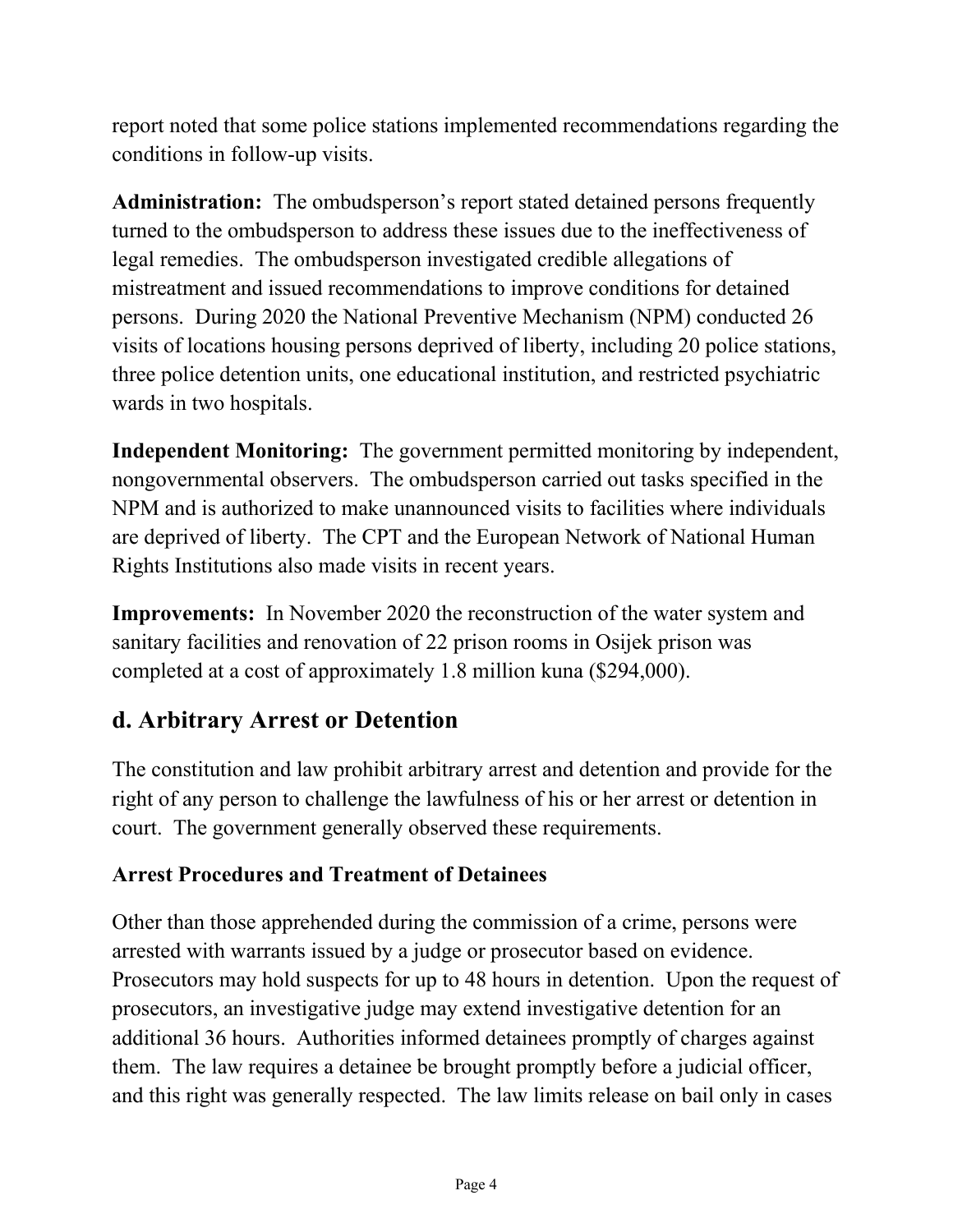report noted that some police stations implemented recommendations regarding the conditions in follow-up visits.

**Administration:** The ombudsperson's report stated detained persons frequently turned to the ombudsperson to address these issues due to the ineffectiveness of legal remedies. The ombudsperson investigated credible allegations of mistreatment and issued recommendations to improve conditions for detained persons. During 2020 the National Preventive Mechanism (NPM) conducted 26 visits of locations housing persons deprived of liberty, including 20 police stations, three police detention units, one educational institution, and restricted psychiatric wards in two hospitals.

**Independent Monitoring:** The government permitted monitoring by independent, nongovernmental observers. The ombudsperson carried out tasks specified in the NPM and is authorized to make unannounced visits to facilities where individuals are deprived of liberty. The CPT and the European Network of National Human Rights Institutions also made visits in recent years.

**Improvements:** In November 2020 the reconstruction of the water system and sanitary facilities and renovation of 22 prison rooms in Osijek prison was completed at a cost of approximately 1.8 million kuna ($294,000).

## d. Arbitrary Arrest or Detention

The constitution and law prohibit arbitrary arrest and detention and provide for the right of any person to challenge the lawfulness of his or her arrest or detention in court. The government generally observed these requirements.

### Arrest Procedures and Treatment of Detainees

Other than those apprehended during the commission of a crime, persons were arrested with warrants issued by a judge or prosecutor based on evidence. Prosecutors may hold suspects for up to 48 hours in detention. Upon the request of prosecutors, an investigative judge may extend investigative detention for an additional 36 hours. Authorities informed detainees promptly of charges against them. The law requires a detainee be brought promptly before a judicial officer, and this right was generally respected. The law limits release on bail only in cases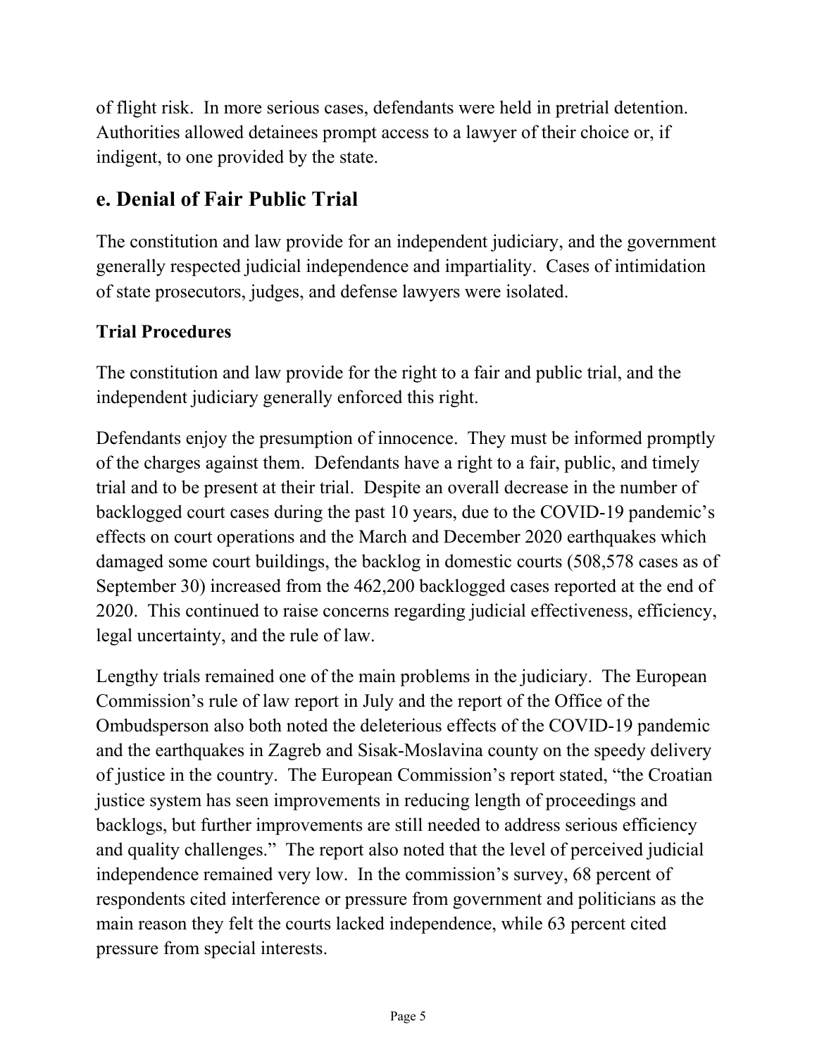of flight risk. In more serious cases, defendants were held in pretrial detention. Authorities allowed detainees prompt access to a lawyer of their choice or, if indigent, to one provided by the state.

## e. Denial of Fair Public Trial

The constitution and law provide for an independent judiciary, and the government generally respected judicial independence and impartiality. Cases of intimidation of state prosecutors, judges, and defense lawyers were isolated.

### Trial Procedures

The constitution and law provide for the right to a fair and public trial, and the independent judiciary generally enforced this right.

Defendants enjoy the presumption of innocence. They must be informed promptly of the charges against them. Defendants have a right to a fair, public, and timely trial and to be present at their trial. Despite an overall decrease in the number of backlogged court cases during the past 10 years, due to the COVID-19 pandemic's effects on court operations and the March and December 2020 earthquakes which damaged some court buildings, the backlog in domestic courts (508,578 cases as of September 30) increased from the 462,200 backlogged cases reported at the end of 2020. This continued to raise concerns regarding judicial effectiveness, efficiency, legal uncertainty, and the rule of law.

Lengthy trials remained one of the main problems in the judiciary. The European Commission's rule of law report in July and the report of the Office of the Ombudsperson also both noted the deleterious effects of the COVID-19 pandemic and the earthquakes in Zagreb and Sisak-Moslavina county on the speedy delivery of justice in the country. The European Commission's report stated, "the Croatian justice system has seen improvements in reducing length of proceedings and backlogs, but further improvements are still needed to address serious efficiency and quality challenges." The report also noted that the level of perceived judicial independence remained very low. In the commission's survey, 68 percent of respondents cited interference or pressure from government and politicians as the main reason they felt the courts lacked independence, while 63 percent cited pressure from special interests.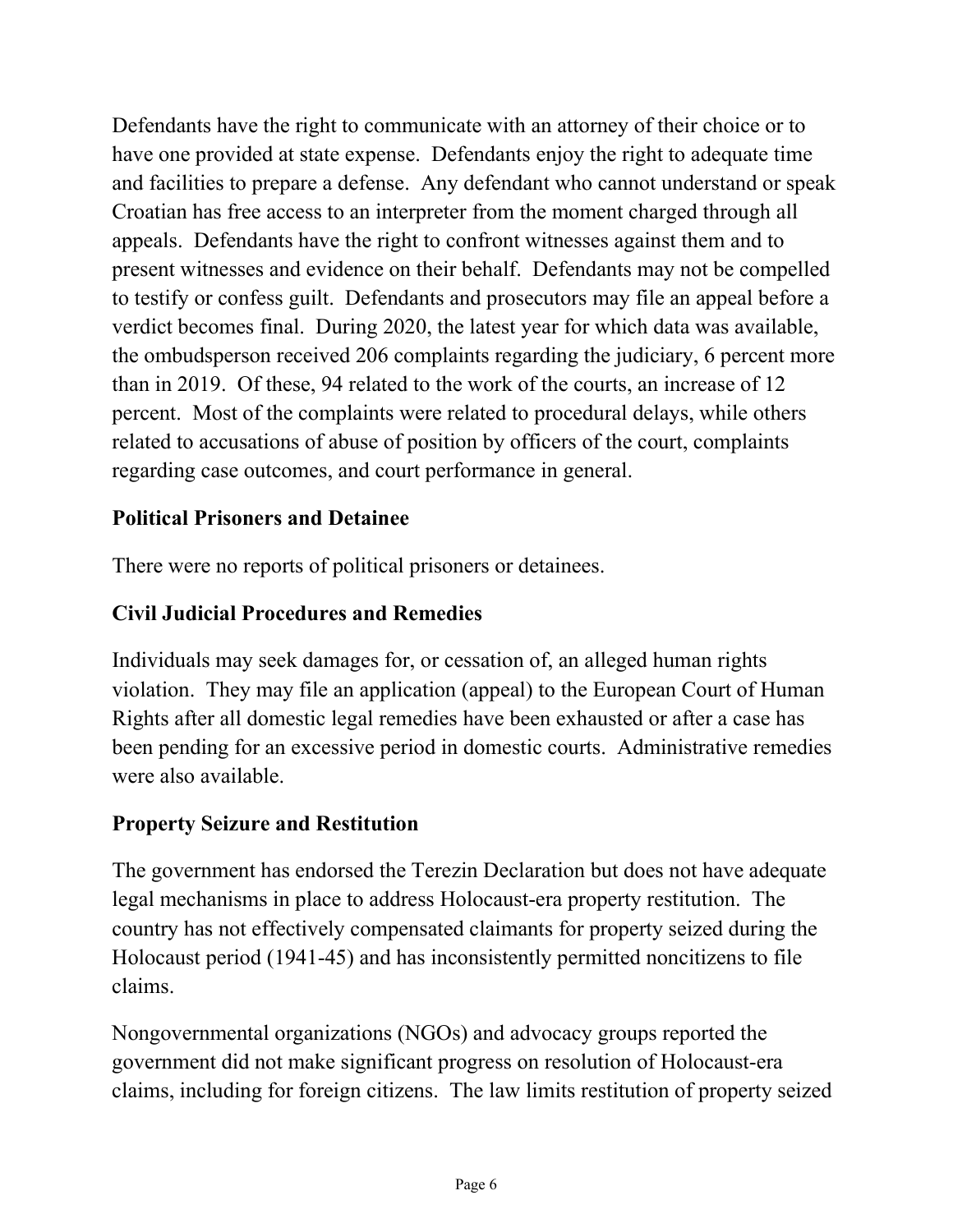Defendants have the right to communicate with an attorney of their choice or to have one provided at state expense. Defendants enjoy the right to adequate time and facilities to prepare a defense. Any defendant who cannot understand or speak Croatian has free access to an interpreter from the moment charged through all appeals. Defendants have the right to confront witnesses against them and to present witnesses and evidence on their behalf. Defendants may not be compelled to testify or confess guilt. Defendants and prosecutors may file an appeal before a verdict becomes final. During 2020, the latest year for which data was available, the ombudsperson received 206 complaints regarding the judiciary, 6 percent more than in 2019. Of these, 94 related to the work of the courts, an increase of 12 percent. Most of the complaints were related to procedural delays, while others related to accusations of abuse of position by officers of the court, complaints regarding case outcomes, and court performance in general.

### Political Prisoners and Detainee

There were no reports of political prisoners or detainees.

### Civil Judicial Procedures and Remedies

Individuals may seek damages for, or cessation of, an alleged human rights violation. They may file an application (appeal) to the European Court of Human Rights after all domestic legal remedies have been exhausted or after a case has been pending for an excessive period in domestic courts. Administrative remedies were also available.

### Property Seizure and Restitution

The government has endorsed the Terezin Declaration but does not have adequate legal mechanisms in place to address Holocaust-era property restitution. The country has not effectively compensated claimants for property seized during the Holocaust period (1941-45) and has inconsistently permitted noncitizens to file claims.

Nongovernmental organizations (NGOs) and advocacy groups reported the government did not make significant progress on resolution of Holocaust-era claims, including for foreign citizens. The law limits restitution of property seized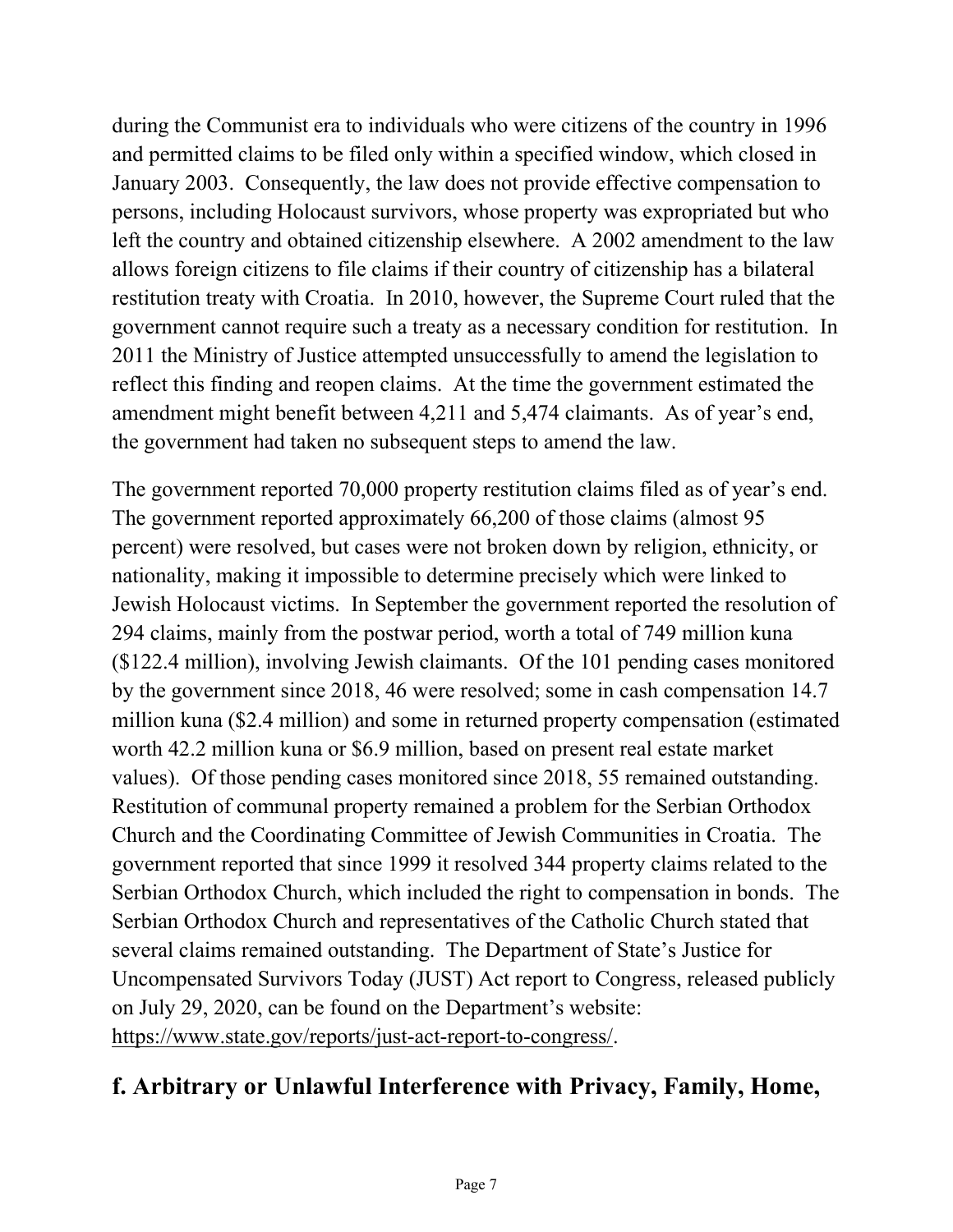during the Communist era to individuals who were citizens of the country in 1996 and permitted claims to be filed only within a specified window, which closed in January 2003. Consequently, the law does not provide effective compensation to persons, including Holocaust survivors, whose property was expropriated but who left the country and obtained citizenship elsewhere. A 2002 amendment to the law allows foreign citizens to file claims if their country of citizenship has a bilateral restitution treaty with Croatia. In 2010, however, the Supreme Court ruled that the government cannot require such a treaty as a necessary condition for restitution. In 2011 the Ministry of Justice attempted unsuccessfully to amend the legislation to reflect this finding and reopen claims. At the time the government estimated the amendment might benefit between 4,211 and 5,474 claimants. As of year's end, the government had taken no subsequent steps to amend the law.

The government reported 70,000 property restitution claims filed as of year's end. The government reported approximately 66,200 of those claims (almost 95 percent) were resolved, but cases were not broken down by religion, ethnicity, or nationality, making it impossible to determine precisely which were linked to Jewish Holocaust victims. In September the government reported the resolution of 294 claims, mainly from the postwar period, worth a total of 749 million kuna ($122.4 million), involving Jewish claimants. Of the 101 pending cases monitored by the government since 2018, 46 were resolved; some in cash compensation 14.7 million kuna ($2.4 million) and some in returned property compensation (estimated worth 42.2 million kuna or $6.9 million, based on present real estate market values). Of those pending cases monitored since 2018, 55 remained outstanding. Restitution of communal property remained a problem for the Serbian Orthodox Church and the Coordinating Committee of Jewish Communities in Croatia. The government reported that since 1999 it resolved 344 property claims related to the Serbian Orthodox Church, which included the right to compensation in bonds. The Serbian Orthodox Church and representatives of the Catholic Church stated that several claims remained outstanding. The Department of State's Justice for Uncompensated Survivors Today (JUST) Act report to Congress, released publicly on July 29, 2020, can be found on the Department's website: https://www.state.gov/reports/just-act-report-to-congress/.

## f. Arbitrary or Unlawful Interference with Privacy, Family, Home,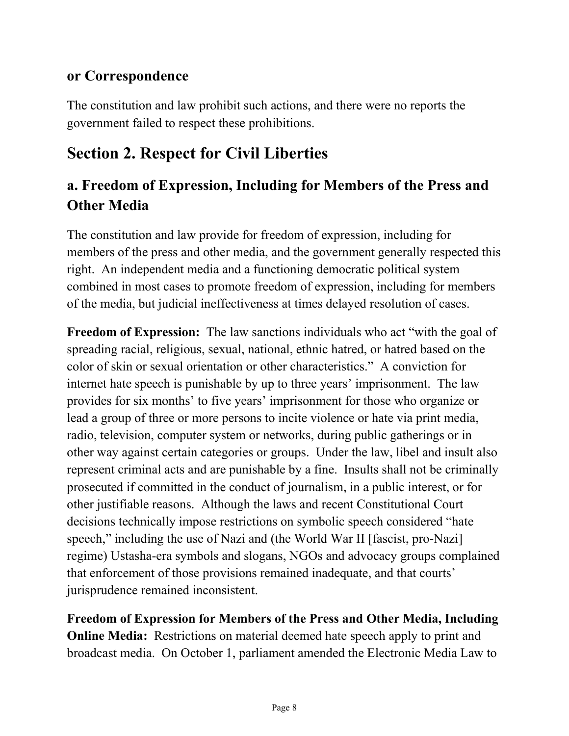### or Correspondence

The constitution and law prohibit such actions, and there were no reports the government failed to respect these prohibitions.

## Section 2. Respect for Civil Liberties

### a. Freedom of Expression, Including for Members of the Press and Other Media

The constitution and law provide for freedom of expression, including for members of the press and other media, and the government generally respected this right. An independent media and a functioning democratic political system combined in most cases to promote freedom of expression, including for members of the media, but judicial ineffectiveness at times delayed resolution of cases.

**Freedom of Expression:** The law sanctions individuals who act "with the goal of spreading racial, religious, sexual, national, ethnic hatred, or hatred based on the color of skin or sexual orientation or other characteristics." A conviction for internet hate speech is punishable by up to three years' imprisonment. The law provides for six months' to five years' imprisonment for those who organize or lead a group of three or more persons to incite violence or hate via print media, radio, television, computer system or networks, during public gatherings or in other way against certain categories or groups. Under the law, libel and insult also represent criminal acts and are punishable by a fine. Insults shall not be criminally prosecuted if committed in the conduct of journalism, in a public interest, or for other justifiable reasons. Although the laws and recent Constitutional Court decisions technically impose restrictions on symbolic speech considered "hate speech," including the use of Nazi and (the World War II [fascist, pro-Nazi] regime) Ustasha-era symbols and slogans, NGOs and advocacy groups complained that enforcement of those provisions remained inadequate, and that courts' jurisprudence remained inconsistent.

**Freedom of Expression for Members of the Press and Other Media, Including Online Media:** Restrictions on material deemed hate speech apply to print and broadcast media. On October 1, parliament amended the Electronic Media Law to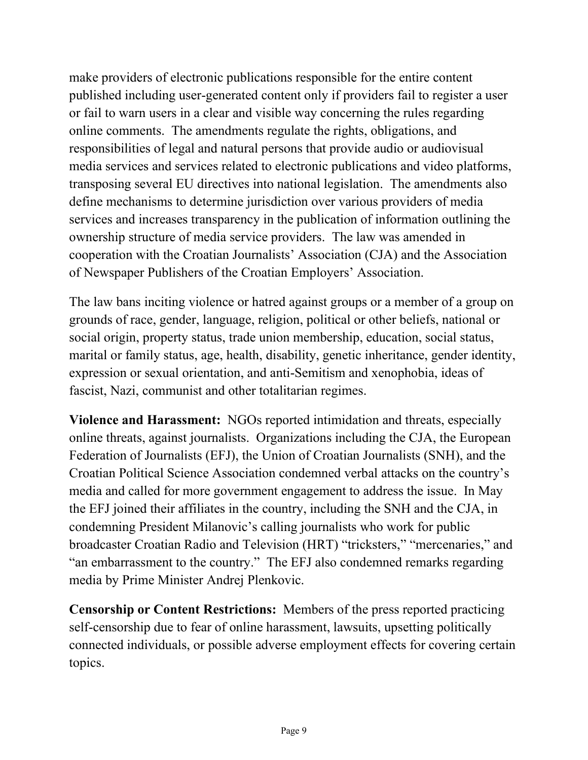make providers of electronic publications responsible for the entire content published including user-generated content only if providers fail to register a user or fail to warn users in a clear and visible way concerning the rules regarding online comments. The amendments regulate the rights, obligations, and responsibilities of legal and natural persons that provide audio or audiovisual media services and services related to electronic publications and video platforms, transposing several EU directives into national legislation. The amendments also define mechanisms to determine jurisdiction over various providers of media services and increases transparency in the publication of information outlining the ownership structure of media service providers. The law was amended in cooperation with the Croatian Journalists' Association (CJA) and the Association of Newspaper Publishers of the Croatian Employers' Association.

The law bans inciting violence or hatred against groups or a member of a group on grounds of race, gender, language, religion, political or other beliefs, national or social origin, property status, trade union membership, education, social status, marital or family status, age, health, disability, genetic inheritance, gender identity, expression or sexual orientation, and anti-Semitism and xenophobia, ideas of fascist, Nazi, communist and other totalitarian regimes.

**Violence and Harassment:** NGOs reported intimidation and threats, especially online threats, against journalists. Organizations including the CJA, the European Federation of Journalists (EFJ), the Union of Croatian Journalists (SNH), and the Croatian Political Science Association condemned verbal attacks on the country's media and called for more government engagement to address the issue. In May the EFJ joined their affiliates in the country, including the SNH and the CJA, in condemning President Milanovic's calling journalists who work for public broadcaster Croatian Radio and Television (HRT) "tricksters," "mercenaries," and "an embarrassment to the country." The EFJ also condemned remarks regarding media by Prime Minister Andrej Plenkovic.

**Censorship or Content Restrictions:** Members of the press reported practicing self-censorship due to fear of online harassment, lawsuits, upsetting politically connected individuals, or possible adverse employment effects for covering certain topics.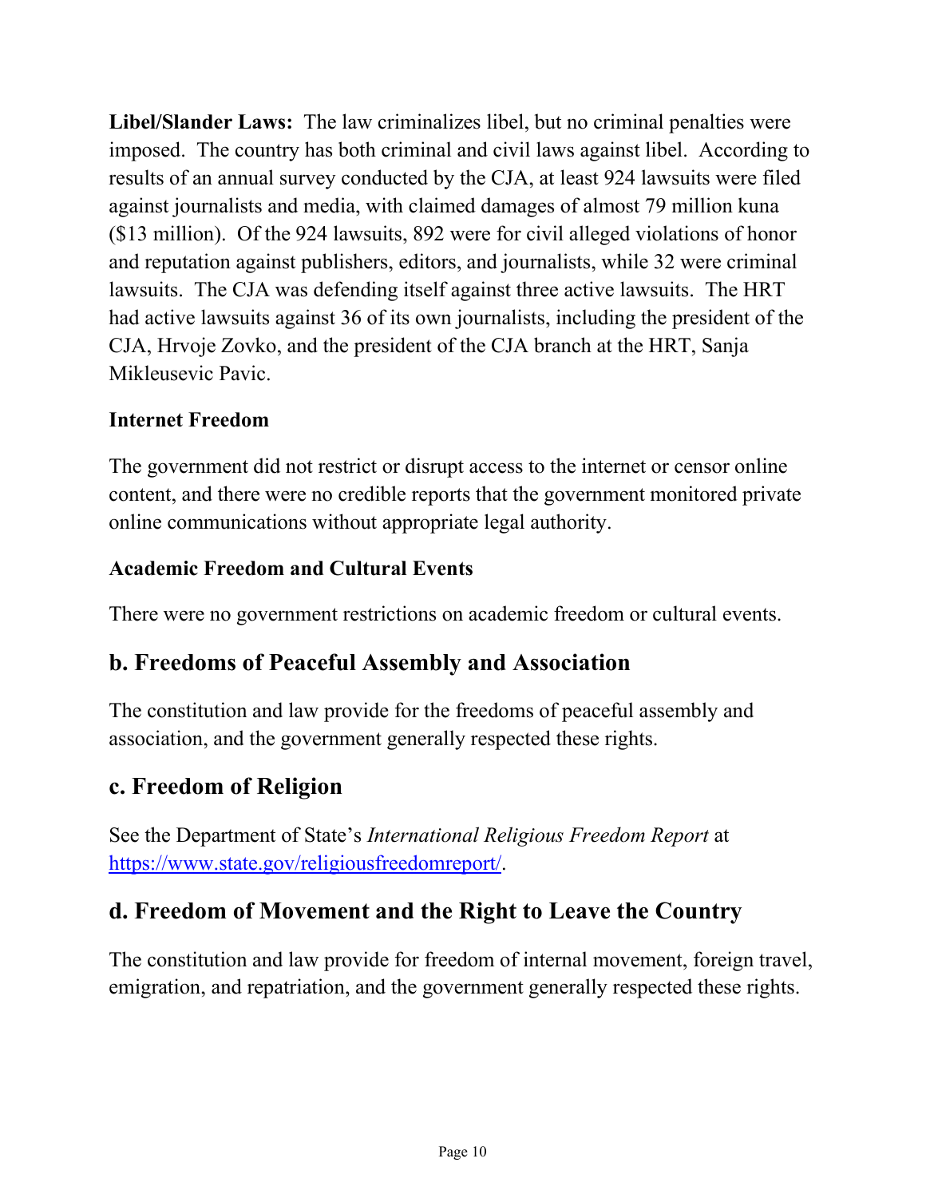**Libel/Slander Laws:** The law criminalizes libel, but no criminal penalties were imposed. The country has both criminal and civil laws against libel. According to results of an annual survey conducted by the CJA, at least 924 lawsuits were filed against journalists and media, with claimed damages of almost 79 million kuna ($13 million). Of the 924 lawsuits, 892 were for civil alleged violations of honor and reputation against publishers, editors, and journalists, while 32 were criminal lawsuits. The CJA was defending itself against three active lawsuits. The HRT had active lawsuits against 36 of its own journalists, including the president of the CJA, Hrvoje Zovko, and the president of the CJA branch at the HRT, Sanja Mikleusevic Pavic.

### Internet Freedom

The government did not restrict or disrupt access to the internet or censor online content, and there were no credible reports that the government monitored private online communications without appropriate legal authority.

### Academic Freedom and Cultural Events

There were no government restrictions on academic freedom or cultural events.

## b. Freedoms of Peaceful Assembly and Association

The constitution and law provide for the freedoms of peaceful assembly and association, and the government generally respected these rights.

## c. Freedom of Religion

See the Department of State's *International Religious Freedom Report* at [https://www.state.gov/religiousfreedomreport/](https://www.state.gov/religiousfreedomreport/).

## d. Freedom of Movement and the Right to Leave the Country

The constitution and law provide for freedom of internal movement, foreign travel, emigration, and repatriation, and the government generally respected these rights.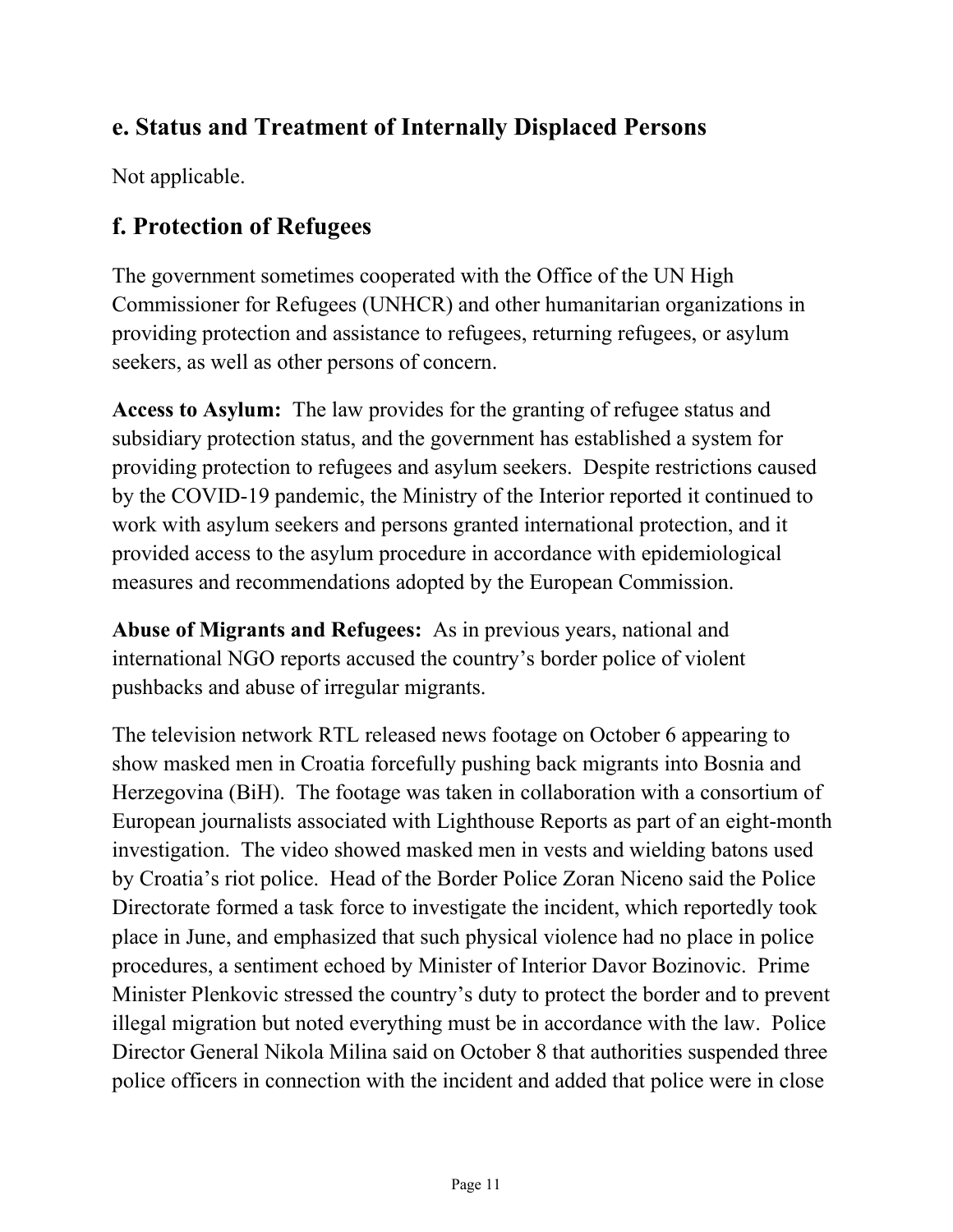## e. Status and Treatment of Internally Displaced Persons

Not applicable.

## f. Protection of Refugees

The government sometimes cooperated with the Office of the UN High Commissioner for Refugees (UNHCR) and other humanitarian organizations in providing protection and assistance to refugees, returning refugees, or asylum seekers, as well as other persons of concern.

**Access to Asylum:** The law provides for the granting of refugee status and subsidiary protection status, and the government has established a system for providing protection to refugees and asylum seekers. Despite restrictions caused by the COVID-19 pandemic, the Ministry of the Interior reported it continued to work with asylum seekers and persons granted international protection, and it provided access to the asylum procedure in accordance with epidemiological measures and recommendations adopted by the European Commission.

**Abuse of Migrants and Refugees:** As in previous years, national and international NGO reports accused the country's border police of violent pushbacks and abuse of irregular migrants.

The television network RTL released news footage on October 6 appearing to show masked men in Croatia forcefully pushing back migrants into Bosnia and Herzegovina (BiH). The footage was taken in collaboration with a consortium of European journalists associated with Lighthouse Reports as part of an eight-month investigation. The video showed masked men in vests and wielding batons used by Croatia's riot police. Head of the Border Police Zoran Niceno said the Police Directorate formed a task force to investigate the incident, which reportedly took place in June, and emphasized that such physical violence had no place in police procedures, a sentiment echoed by Minister of Interior Davor Bozinovic. Prime Minister Plenkovic stressed the country's duty to protect the border and to prevent illegal migration but noted everything must be in accordance with the law. Police Director General Nikola Milina said on October 8 that authorities suspended three police officers in connection with the incident and added that police were in close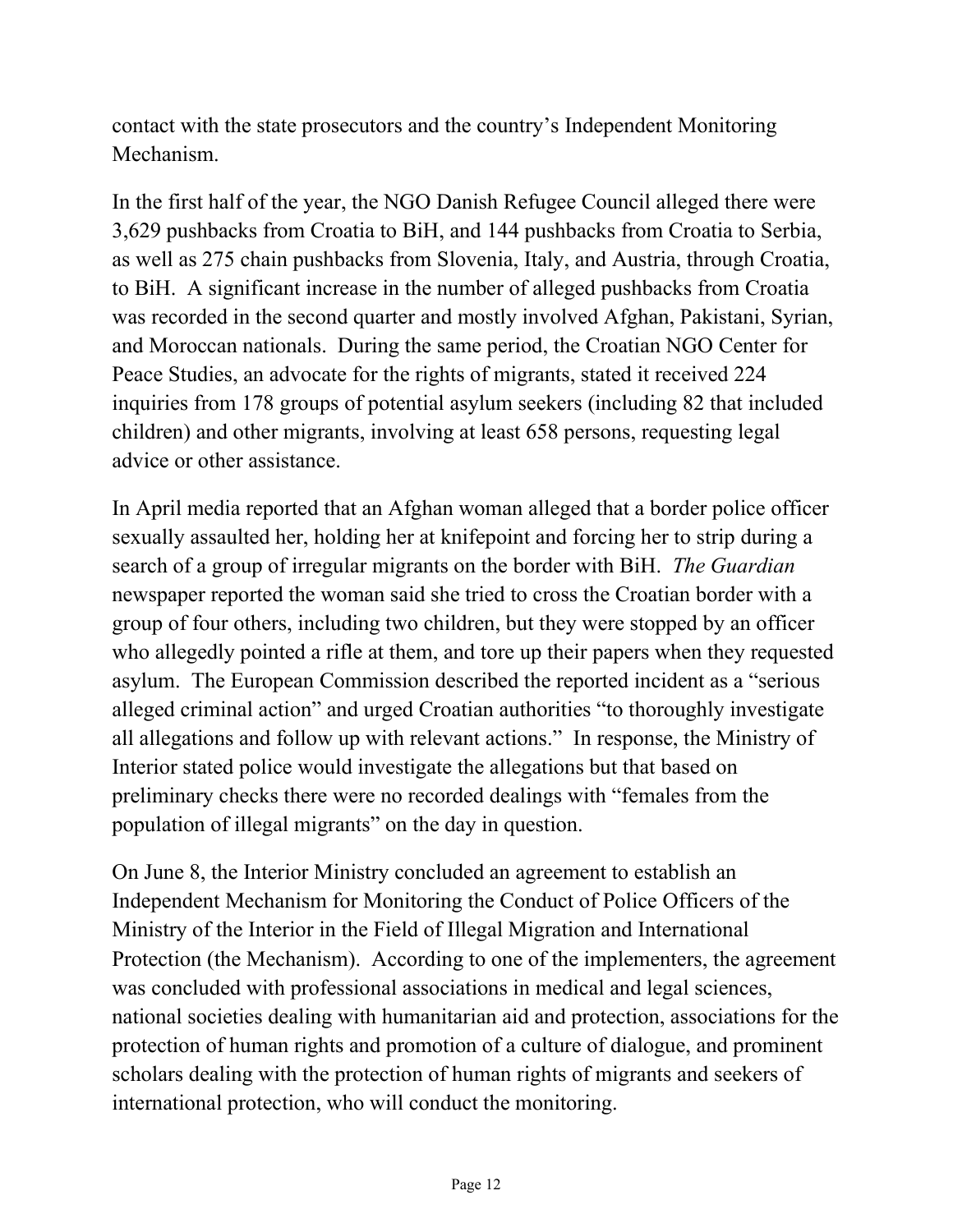contact with the state prosecutors and the country's Independent Monitoring Mechanism.

In the first half of the year, the NGO Danish Refugee Council alleged there were 3,629 pushbacks from Croatia to BiH, and 144 pushbacks from Croatia to Serbia, as well as 275 chain pushbacks from Slovenia, Italy, and Austria, through Croatia, to BiH. A significant increase in the number of alleged pushbacks from Croatia was recorded in the second quarter and mostly involved Afghan, Pakistani, Syrian, and Moroccan nationals. During the same period, the Croatian NGO Center for Peace Studies, an advocate for the rights of migrants, stated it received 224 inquiries from 178 groups of potential asylum seekers (including 82 that included children) and other migrants, involving at least 658 persons, requesting legal advice or other assistance.

In April media reported that an Afghan woman alleged that a border police officer sexually assaulted her, holding her at knifepoint and forcing her to strip during a search of a group of irregular migrants on the border with BiH. *The Guardian* newspaper reported the woman said she tried to cross the Croatian border with a group of four others, including two children, but they were stopped by an officer who allegedly pointed a rifle at them, and tore up their papers when they requested asylum. The European Commission described the reported incident as a "serious alleged criminal action" and urged Croatian authorities "to thoroughly investigate all allegations and follow up with relevant actions." In response, the Ministry of Interior stated police would investigate the allegations but that based on preliminary checks there were no recorded dealings with "females from the population of illegal migrants" on the day in question.

On June 8, the Interior Ministry concluded an agreement to establish an Independent Mechanism for Monitoring the Conduct of Police Officers of the Ministry of the Interior in the Field of Illegal Migration and International Protection (the Mechanism). According to one of the implementers, the agreement was concluded with professional associations in medical and legal sciences, national societies dealing with humanitarian aid and protection, associations for the protection of human rights and promotion of a culture of dialogue, and prominent scholars dealing with the protection of human rights of migrants and seekers of international protection, who will conduct the monitoring.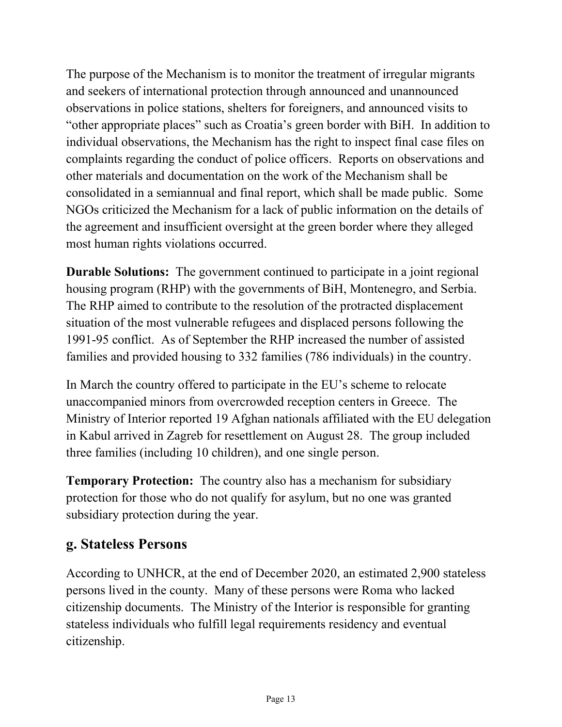The purpose of the Mechanism is to monitor the treatment of irregular migrants and seekers of international protection through announced and unannounced observations in police stations, shelters for foreigners, and announced visits to "other appropriate places" such as Croatia's green border with BiH. In addition to individual observations, the Mechanism has the right to inspect final case files on complaints regarding the conduct of police officers. Reports on observations and other materials and documentation on the work of the Mechanism shall be consolidated in a semiannual and final report, which shall be made public. Some NGOs criticized the Mechanism for a lack of public information on the details of the agreement and insufficient oversight at the green border where they alleged most human rights violations occurred.

**Durable Solutions:** The government continued to participate in a joint regional housing program (RHP) with the governments of BiH, Montenegro, and Serbia. The RHP aimed to contribute to the resolution of the protracted displacement situation of the most vulnerable refugees and displaced persons following the 1991-95 conflict. As of September the RHP increased the number of assisted families and provided housing to 332 families (786 individuals) in the country.

In March the country offered to participate in the EU's scheme to relocate unaccompanied minors from overcrowded reception centers in Greece. The Ministry of Interior reported 19 Afghan nationals affiliated with the EU delegation in Kabul arrived in Zagreb for resettlement on August 28. The group included three families (including 10 children), and one single person.

**Temporary Protection:** The country also has a mechanism for subsidiary protection for those who do not qualify for asylum, but no one was granted subsidiary protection during the year.

## g. Stateless Persons

According to UNHCR, at the end of December 2020, an estimated 2,900 stateless persons lived in the county. Many of these persons were Roma who lacked citizenship documents. The Ministry of the Interior is responsible for granting stateless individuals who fulfill legal requirements residency and eventual citizenship.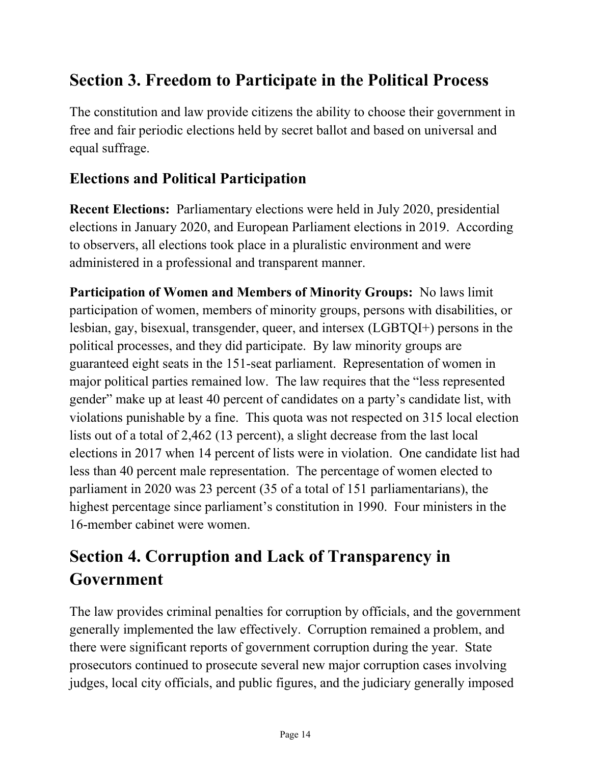## Section 3. Freedom to Participate in the Political Process

The constitution and law provide citizens the ability to choose their government in free and fair periodic elections held by secret ballot and based on universal and equal suffrage.

### Elections and Political Participation

**Recent Elections:** Parliamentary elections were held in July 2020, presidential elections in January 2020, and European Parliament elections in 2019. According to observers, all elections took place in a pluralistic environment and were administered in a professional and transparent manner.

**Participation of Women and Members of Minority Groups:** No laws limit participation of women, members of minority groups, persons with disabilities, or lesbian, gay, bisexual, transgender, queer, and intersex (LGBTQI+) persons in the political processes, and they did participate. By law minority groups are guaranteed eight seats in the 151-seat parliament. Representation of women in major political parties remained low. The law requires that the "less represented gender" make up at least 40 percent of candidates on a party's candidate list, with violations punishable by a fine. This quota was not respected on 315 local election lists out of a total of 2,462 (13 percent), a slight decrease from the last local elections in 2017 when 14 percent of lists were in violation. One candidate list had less than 40 percent male representation. The percentage of women elected to parliament in 2020 was 23 percent (35 of a total of 151 parliamentarians), the highest percentage since parliament's constitution in 1990. Four ministers in the 16-member cabinet were women.

## Section 4. Corruption and Lack of Transparency in Government

The law provides criminal penalties for corruption by officials, and the government generally implemented the law effectively. Corruption remained a problem, and there were significant reports of government corruption during the year. State prosecutors continued to prosecute several new major corruption cases involving judges, local city officials, and public figures, and the judiciary generally imposed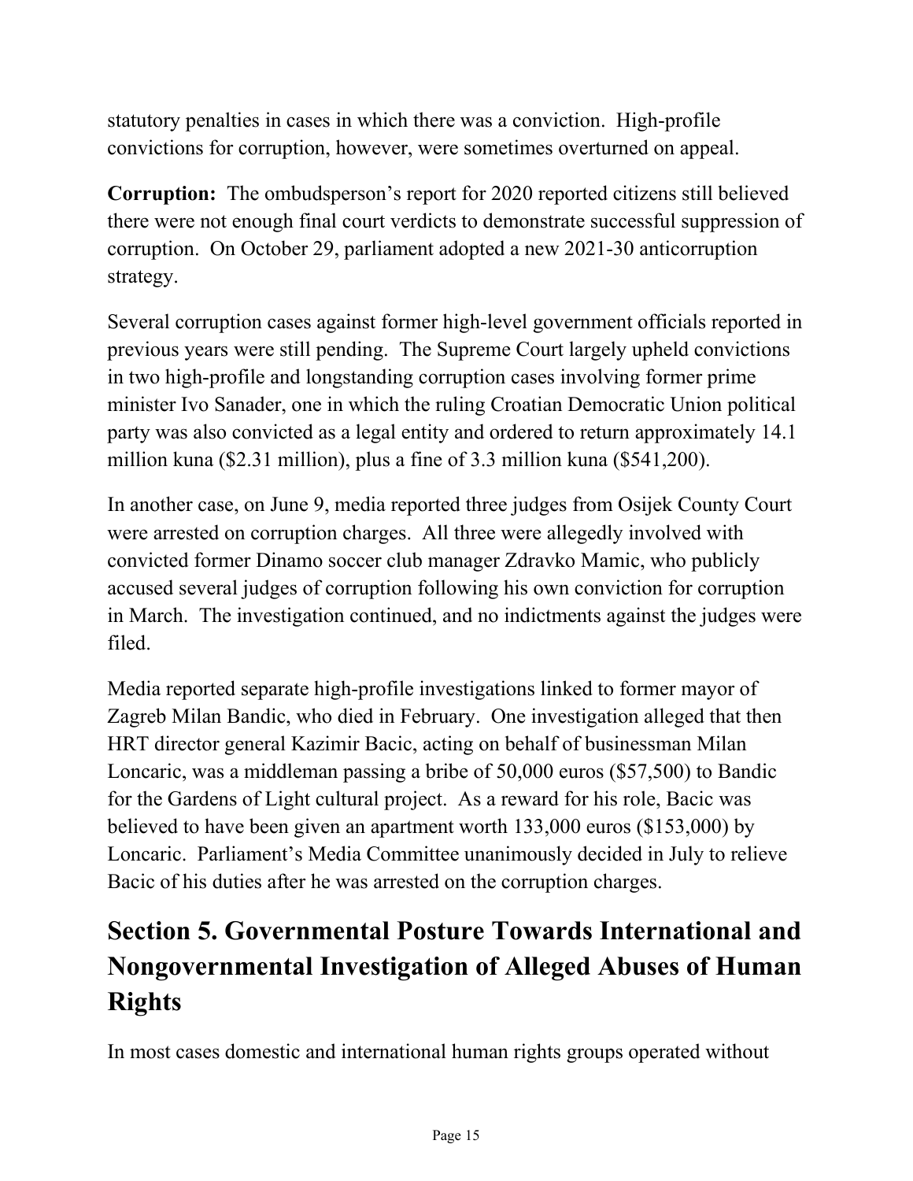statutory penalties in cases in which there was a conviction. High-profile convictions for corruption, however, were sometimes overturned on appeal.

**Corruption:** The ombudsperson's report for 2020 reported citizens still believed there were not enough final court verdicts to demonstrate successful suppression of corruption. On October 29, parliament adopted a new 2021-30 anticorruption strategy.

Several corruption cases against former high-level government officials reported in previous years were still pending. The Supreme Court largely upheld convictions in two high-profile and longstanding corruption cases involving former prime minister Ivo Sanader, one in which the ruling Croatian Democratic Union political party was also convicted as a legal entity and ordered to return approximately 14.1 million kuna ($2.31 million), plus a fine of 3.3 million kuna ($541,200).

In another case, on June 9, media reported three judges from Osijek County Court were arrested on corruption charges. All three were allegedly involved with convicted former Dinamo soccer club manager Zdravko Mamic, who publicly accused several judges of corruption following his own conviction for corruption in March. The investigation continued, and no indictments against the judges were filed.

Media reported separate high-profile investigations linked to former mayor of Zagreb Milan Bandic, who died in February. One investigation alleged that then HRT director general Kazimir Bacic, acting on behalf of businessman Milan Loncaric, was a middleman passing a bribe of 50,000 euros ($57,500) to Bandic for the Gardens of Light cultural project. As a reward for his role, Bacic was believed to have been given an apartment worth 133,000 euros ($153,000) by Loncaric. Parliament's Media Committee unanimously decided in July to relieve Bacic of his duties after he was arrested on the corruption charges.

# Section 5. Governmental Posture Towards International and Nongovernmental Investigation of Alleged Abuses of Human Rights

In most cases domestic and international human rights groups operated without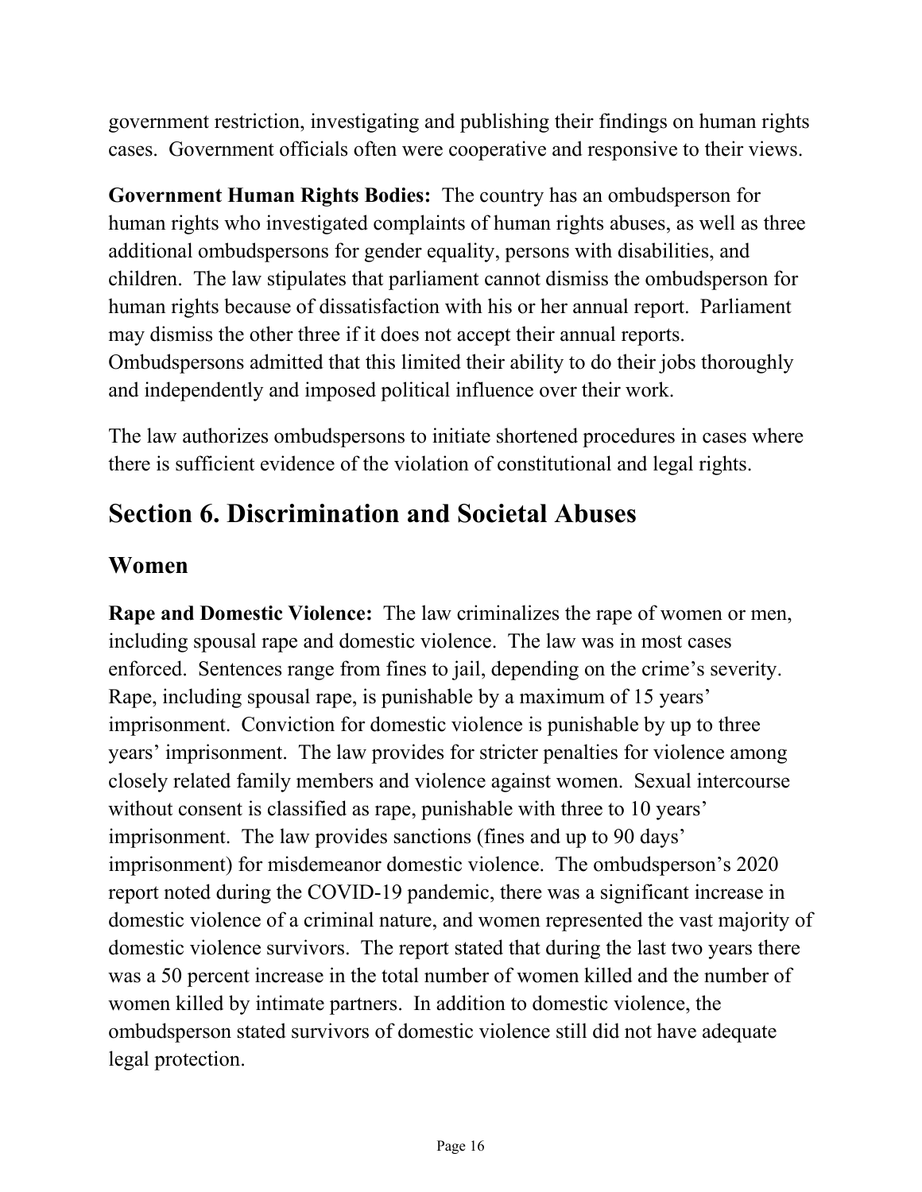government restriction, investigating and publishing their findings on human rights cases. Government officials often were cooperative and responsive to their views.

**Government Human Rights Bodies:** The country has an ombudsperson for human rights who investigated complaints of human rights abuses, as well as three additional ombudspersons for gender equality, persons with disabilities, and children. The law stipulates that parliament cannot dismiss the ombudsperson for human rights because of dissatisfaction with his or her annual report. Parliament may dismiss the other three if it does not accept their annual reports. Ombudspersons admitted that this limited their ability to do their jobs thoroughly and independently and imposed political influence over their work.

The law authorizes ombudspersons to initiate shortened procedures in cases where there is sufficient evidence of the violation of constitutional and legal rights.

# Section 6. Discrimination and Societal Abuses

## Women

**Rape and Domestic Violence:** The law criminalizes the rape of women or men, including spousal rape and domestic violence. The law was in most cases enforced. Sentences range from fines to jail, depending on the crime's severity. Rape, including spousal rape, is punishable by a maximum of 15 years' imprisonment. Conviction for domestic violence is punishable by up to three years' imprisonment. The law provides for stricter penalties for violence among closely related family members and violence against women. Sexual intercourse without consent is classified as rape, punishable with three to 10 years' imprisonment. The law provides sanctions (fines and up to 90 days' imprisonment) for misdemeanor domestic violence. The ombudsperson's 2020 report noted during the COVID-19 pandemic, there was a significant increase in domestic violence of a criminal nature, and women represented the vast majority of domestic violence survivors. The report stated that during the last two years there was a 50 percent increase in the total number of women killed and the number of women killed by intimate partners. In addition to domestic violence, the ombudsperson stated survivors of domestic violence still did not have adequate legal protection.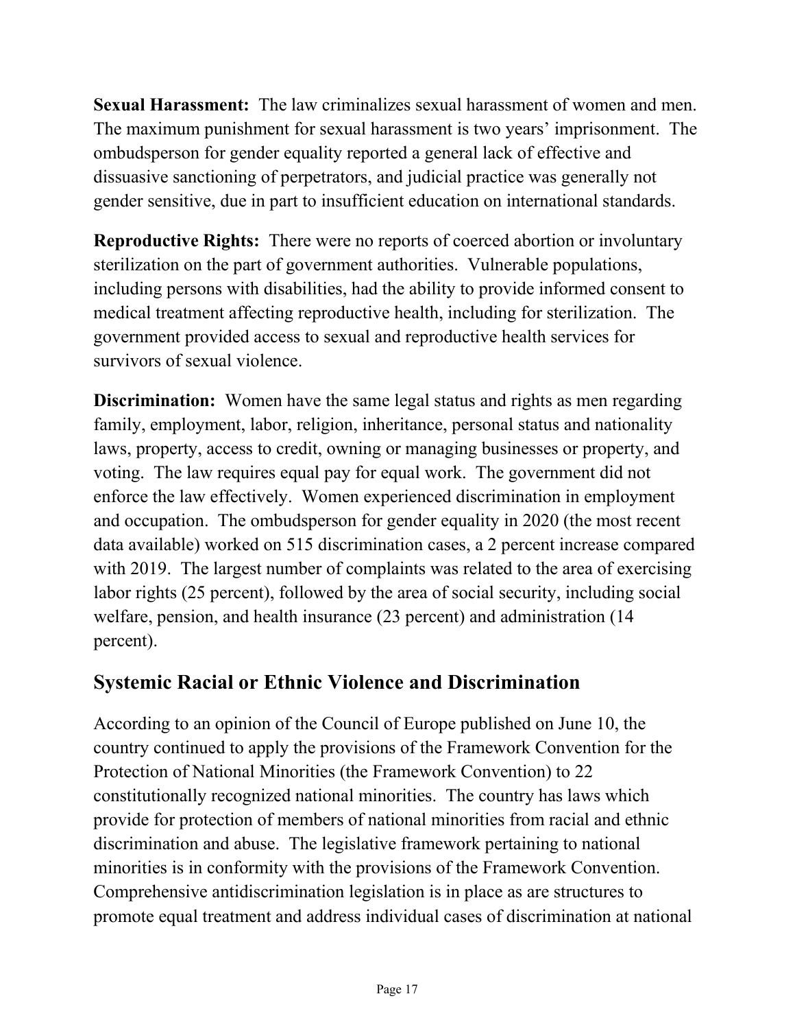**Sexual Harassment:** The law criminalizes sexual harassment of women and men. The maximum punishment for sexual harassment is two years' imprisonment. The ombudsperson for gender equality reported a general lack of effective and dissuasive sanctioning of perpetrators, and judicial practice was generally not gender sensitive, due in part to insufficient education on international standards.

**Reproductive Rights:** There were no reports of coerced abortion or involuntary sterilization on the part of government authorities. Vulnerable populations, including persons with disabilities, had the ability to provide informed consent to medical treatment affecting reproductive health, including for sterilization. The government provided access to sexual and reproductive health services for survivors of sexual violence.

**Discrimination:** Women have the same legal status and rights as men regarding family, employment, labor, religion, inheritance, personal status and nationality laws, property, access to credit, owning or managing businesses or property, and voting. The law requires equal pay for equal work. The government did not enforce the law effectively. Women experienced discrimination in employment and occupation. The ombudsperson for gender equality in 2020 (the most recent data available) worked on 515 discrimination cases, a 2 percent increase compared with 2019. The largest number of complaints was related to the area of exercising labor rights (25 percent), followed by the area of social security, including social welfare, pension, and health insurance (23 percent) and administration (14 percent).

## Systemic Racial or Ethnic Violence and Discrimination

According to an opinion of the Council of Europe published on June 10, the country continued to apply the provisions of the Framework Convention for the Protection of National Minorities (the Framework Convention) to 22 constitutionally recognized national minorities. The country has laws which provide for protection of members of national minorities from racial and ethnic discrimination and abuse. The legislative framework pertaining to national minorities is in conformity with the provisions of the Framework Convention. Comprehensive antidiscrimination legislation is in place as are structures to promote equal treatment and address individual cases of discrimination at national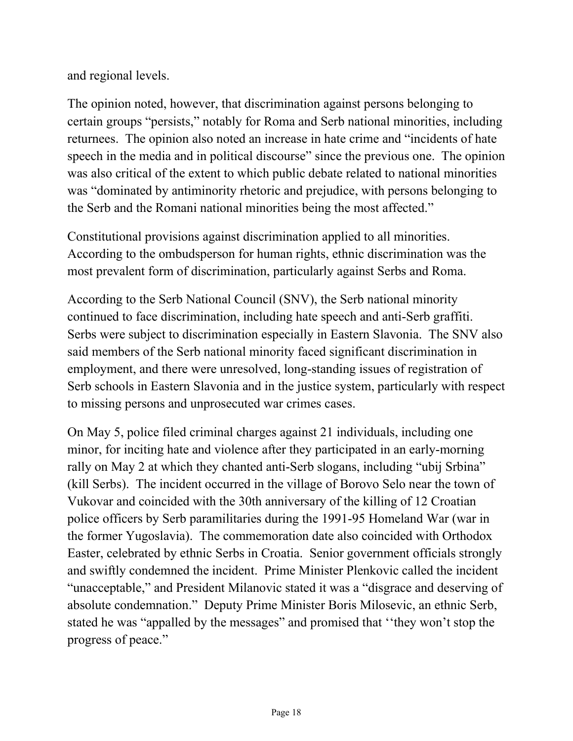and regional levels.

The opinion noted, however, that discrimination against persons belonging to certain groups "persists," notably for Roma and Serb national minorities, including returnees. The opinion also noted an increase in hate crime and "incidents of hate speech in the media and in political discourse" since the previous one. The opinion was also critical of the extent to which public debate related to national minorities was "dominated by antiminority rhetoric and prejudice, with persons belonging to the Serb and the Romani national minorities being the most affected."

Constitutional provisions against discrimination applied to all minorities. According to the ombudsperson for human rights, ethnic discrimination was the most prevalent form of discrimination, particularly against Serbs and Roma.

According to the Serb National Council (SNV), the Serb national minority continued to face discrimination, including hate speech and anti-Serb graffiti. Serbs were subject to discrimination especially in Eastern Slavonia. The SNV also said members of the Serb national minority faced significant discrimination in employment, and there were unresolved, long-standing issues of registration of Serb schools in Eastern Slavonia and in the justice system, particularly with respect to missing persons and unprosecuted war crimes cases.

On May 5, police filed criminal charges against 21 individuals, including one minor, for inciting hate and violence after they participated in an early-morning rally on May 2 at which they chanted anti-Serb slogans, including "ubij Srbina" (kill Serbs). The incident occurred in the village of Borovo Selo near the town of Vukovar and coincided with the 30th anniversary of the killing of 12 Croatian police officers by Serb paramilitaries during the 1991-95 Homeland War (war in the former Yugoslavia). The commemoration date also coincided with Orthodox Easter, celebrated by ethnic Serbs in Croatia. Senior government officials strongly and swiftly condemned the incident. Prime Minister Plenkovic called the incident "unacceptable," and President Milanovic stated it was a "disgrace and deserving of absolute condemnation." Deputy Prime Minister Boris Milosevic, an ethnic Serb, stated he was "appalled by the messages" and promised that ''they won't stop the progress of peace."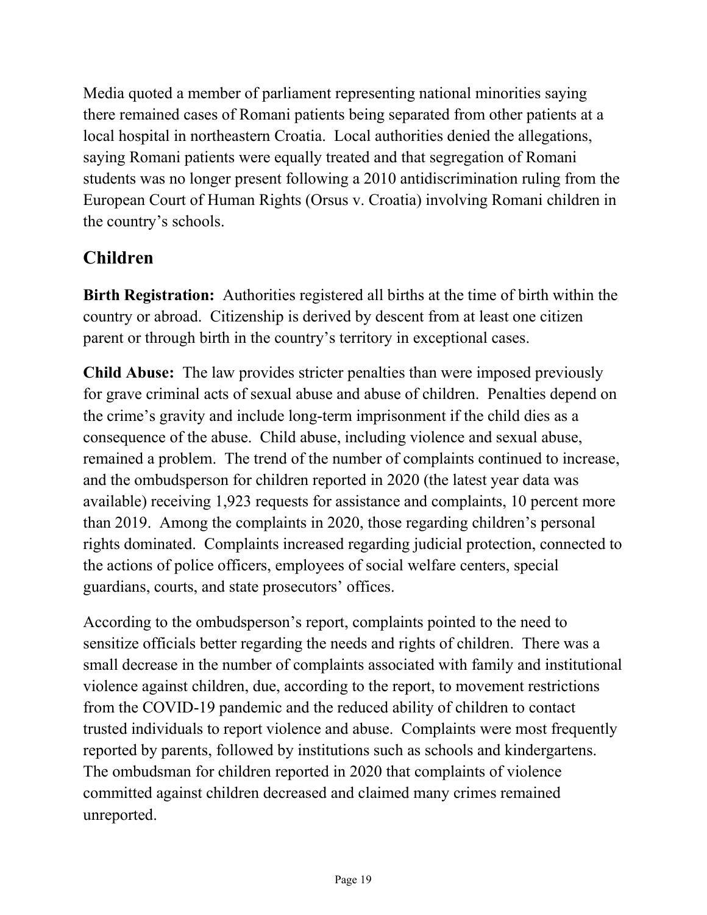Media quoted a member of parliament representing national minorities saying there remained cases of Romani patients being separated from other patients at a local hospital in northeastern Croatia. Local authorities denied the allegations, saying Romani patients were equally treated and that segregation of Romani students was no longer present following a 2010 antidiscrimination ruling from the European Court of Human Rights (Orsus v. Croatia) involving Romani children in the country's schools.

## Children

**Birth Registration:** Authorities registered all births at the time of birth within the country or abroad. Citizenship is derived by descent from at least one citizen parent or through birth in the country's territory in exceptional cases.

**Child Abuse:** The law provides stricter penalties than were imposed previously for grave criminal acts of sexual abuse and abuse of children. Penalties depend on the crime's gravity and include long-term imprisonment if the child dies as a consequence of the abuse. Child abuse, including violence and sexual abuse, remained a problem. The trend of the number of complaints continued to increase, and the ombudsperson for children reported in 2020 (the latest year data was available) receiving 1,923 requests for assistance and complaints, 10 percent more than 2019. Among the complaints in 2020, those regarding children's personal rights dominated. Complaints increased regarding judicial protection, connected to the actions of police officers, employees of social welfare centers, special guardians, courts, and state prosecutors' offices.

According to the ombudsperson's report, complaints pointed to the need to sensitize officials better regarding the needs and rights of children. There was a small decrease in the number of complaints associated with family and institutional violence against children, due, according to the report, to movement restrictions from the COVID-19 pandemic and the reduced ability of children to contact trusted individuals to report violence and abuse. Complaints were most frequently reported by parents, followed by institutions such as schools and kindergartens. The ombudsman for children reported in 2020 that complaints of violence committed against children decreased and claimed many crimes remained unreported.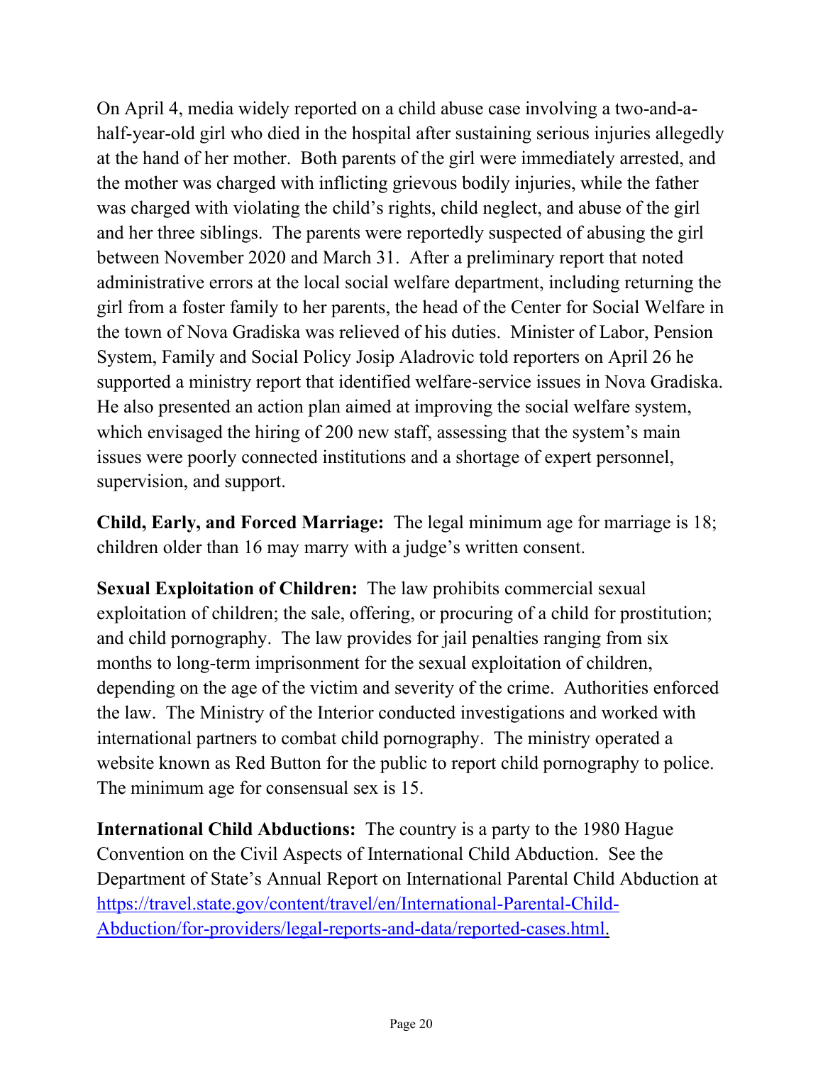On April 4, media widely reported on a child abuse case involving a two-and-a-half-year-old girl who died in the hospital after sustaining serious injuries allegedly at the hand of her mother. Both parents of the girl were immediately arrested, and the mother was charged with inflicting grievous bodily injuries, while the father was charged with violating the child's rights, child neglect, and abuse of the girl and her three siblings. The parents were reportedly suspected of abusing the girl between November 2020 and March 31. After a preliminary report that noted administrative errors at the local social welfare department, including returning the girl from a foster family to her parents, the head of the Center for Social Welfare in the town of Nova Gradiska was relieved of his duties. Minister of Labor, Pension System, Family and Social Policy Josip Aladrovic told reporters on April 26 he supported a ministry report that identified welfare-service issues in Nova Gradiska. He also presented an action plan aimed at improving the social welfare system, which envisaged the hiring of 200 new staff, assessing that the system's main issues were poorly connected institutions and a shortage of expert personnel, supervision, and support.

**Child, Early, and Forced Marriage:** The legal minimum age for marriage is 18; children older than 16 may marry with a judge's written consent.

**Sexual Exploitation of Children:** The law prohibits commercial sexual exploitation of children; the sale, offering, or procuring of a child for prostitution; and child pornography. The law provides for jail penalties ranging from six months to long-term imprisonment for the sexual exploitation of children, depending on the age of the victim and severity of the crime. Authorities enforced the law. The Ministry of the Interior conducted investigations and worked with international partners to combat child pornography. The ministry operated a website known as Red Button for the public to report child pornography to police. The minimum age for consensual sex is 15.

**International Child Abductions:** The country is a party to the 1980 Hague Convention on the Civil Aspects of International Child Abduction. See the Department of State's Annual Report on International Parental Child Abduction at [https://travel.state.gov/content/travel/en/International-Parental-Child-Abduction/for-providers/legal-reports-and-data/reported-cases.html](https://travel.state.gov/content/travel/en/International-Parental-Child-Abduction/for-providers/legal-reports-and-data/reported-cases.html).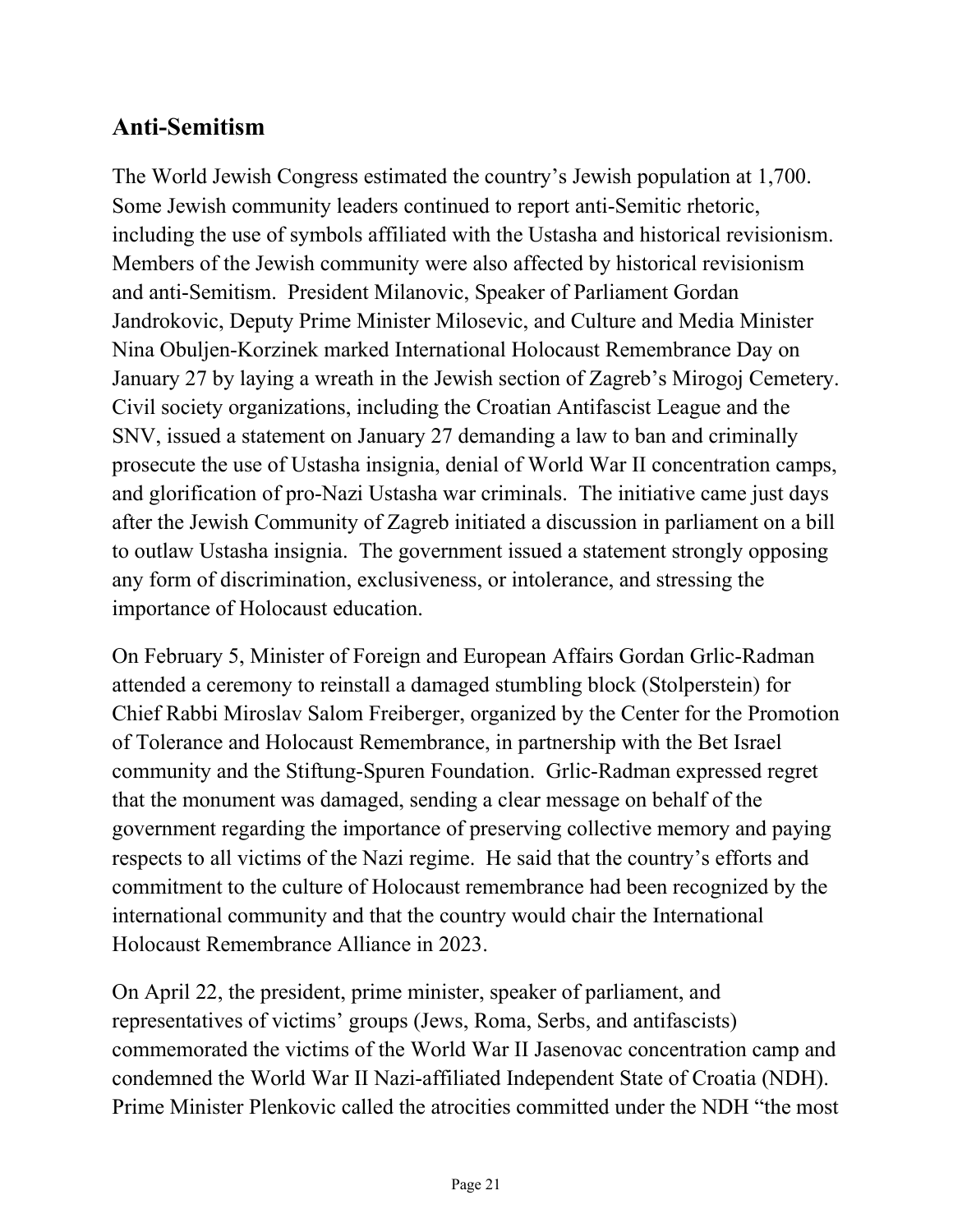## Anti-Semitism

The World Jewish Congress estimated the country's Jewish population at 1,700. Some Jewish community leaders continued to report anti-Semitic rhetoric, including the use of symbols affiliated with the Ustasha and historical revisionism. Members of the Jewish community were also affected by historical revisionism and anti-Semitism. President Milanovic, Speaker of Parliament Gordan Jandrokovic, Deputy Prime Minister Milosevic, and Culture and Media Minister Nina Obuljen-Korzinek marked International Holocaust Remembrance Day on January 27 by laying a wreath in the Jewish section of Zagreb's Mirogoj Cemetery. Civil society organizations, including the Croatian Antifascist League and the SNV, issued a statement on January 27 demanding a law to ban and criminally prosecute the use of Ustasha insignia, denial of World War II concentration camps, and glorification of pro-Nazi Ustasha war criminals. The initiative came just days after the Jewish Community of Zagreb initiated a discussion in parliament on a bill to outlaw Ustasha insignia. The government issued a statement strongly opposing any form of discrimination, exclusiveness, or intolerance, and stressing the importance of Holocaust education.

On February 5, Minister of Foreign and European Affairs Gordan Grlic-Radman attended a ceremony to reinstall a damaged stumbling block (Stolperstein) for Chief Rabbi Miroslav Salom Freiberger, organized by the Center for the Promotion of Tolerance and Holocaust Remembrance, in partnership with the Bet Israel community and the Stiftung-Spuren Foundation. Grlic-Radman expressed regret that the monument was damaged, sending a clear message on behalf of the government regarding the importance of preserving collective memory and paying respects to all victims of the Nazi regime. He said that the country's efforts and commitment to the culture of Holocaust remembrance had been recognized by the international community and that the country would chair the International Holocaust Remembrance Alliance in 2023.

On April 22, the president, prime minister, speaker of parliament, and representatives of victims' groups (Jews, Roma, Serbs, and antifascists) commemorated the victims of the World War II Jasenovac concentration camp and condemned the World War II Nazi-affiliated Independent State of Croatia (NDH). Prime Minister Plenkovic called the atrocities committed under the NDH "the most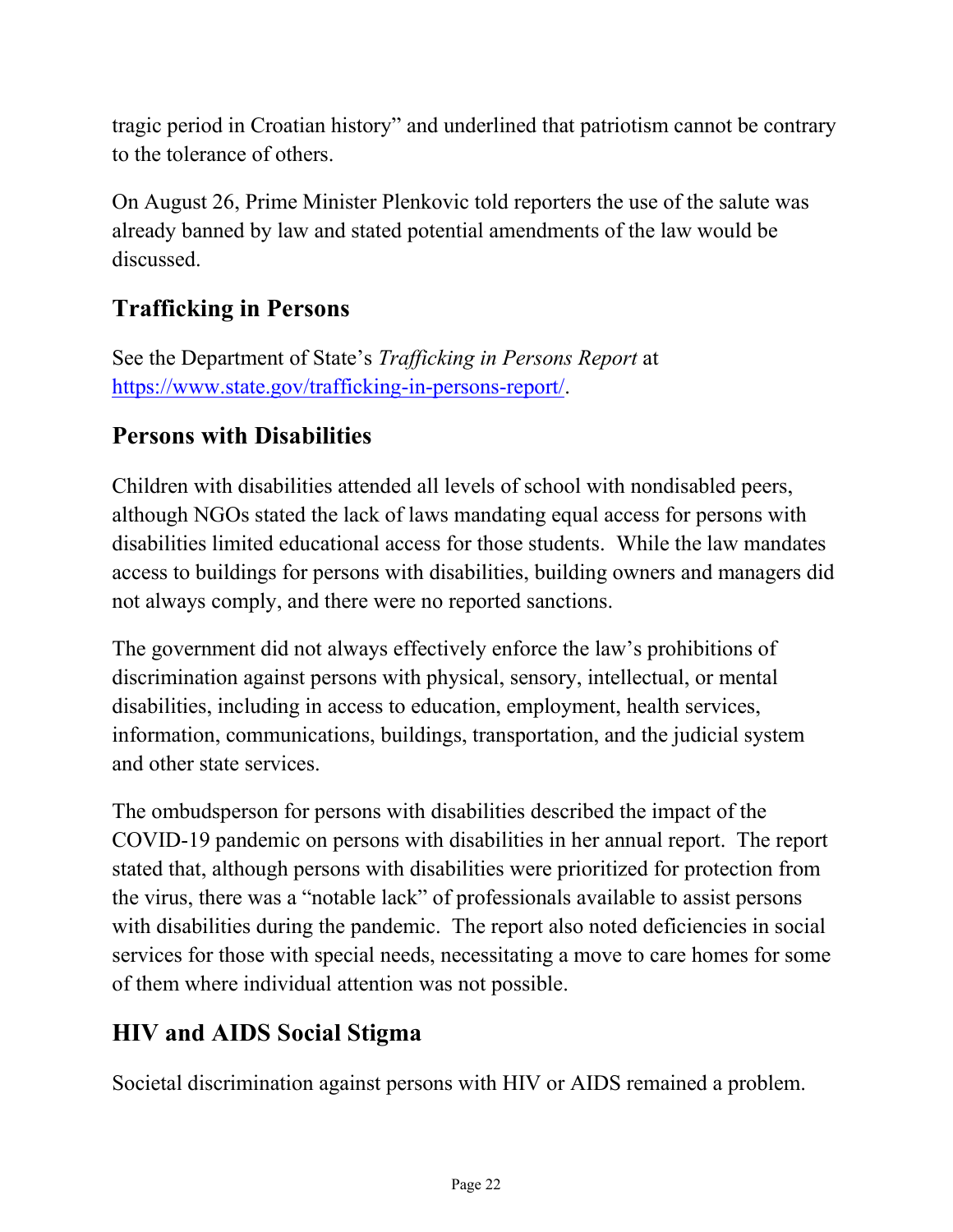tragic period in Croatian history" and underlined that patriotism cannot be contrary to the tolerance of others.

On August 26, Prime Minister Plenkovic told reporters the use of the salute was already banned by law and stated potential amendments of the law would be discussed.

## Trafficking in Persons

See the Department of State's *Trafficking in Persons Report* at [https://www.state.gov/trafficking-in-persons-report/](https://www.state.gov/trafficking-in-persons-report/).

## Persons with Disabilities

Children with disabilities attended all levels of school with nondisabled peers, although NGOs stated the lack of laws mandating equal access for persons with disabilities limited educational access for those students. While the law mandates access to buildings for persons with disabilities, building owners and managers did not always comply, and there were no reported sanctions.

The government did not always effectively enforce the law's prohibitions of discrimination against persons with physical, sensory, intellectual, or mental disabilities, including in access to education, employment, health services, information, communications, buildings, transportation, and the judicial system and other state services.

The ombudsperson for persons with disabilities described the impact of the COVID-19 pandemic on persons with disabilities in her annual report. The report stated that, although persons with disabilities were prioritized for protection from the virus, there was a "notable lack" of professionals available to assist persons with disabilities during the pandemic. The report also noted deficiencies in social services for those with special needs, necessitating a move to care homes for some of them where individual attention was not possible.

## HIV and AIDS Social Stigma

Societal discrimination against persons with HIV or AIDS remained a problem.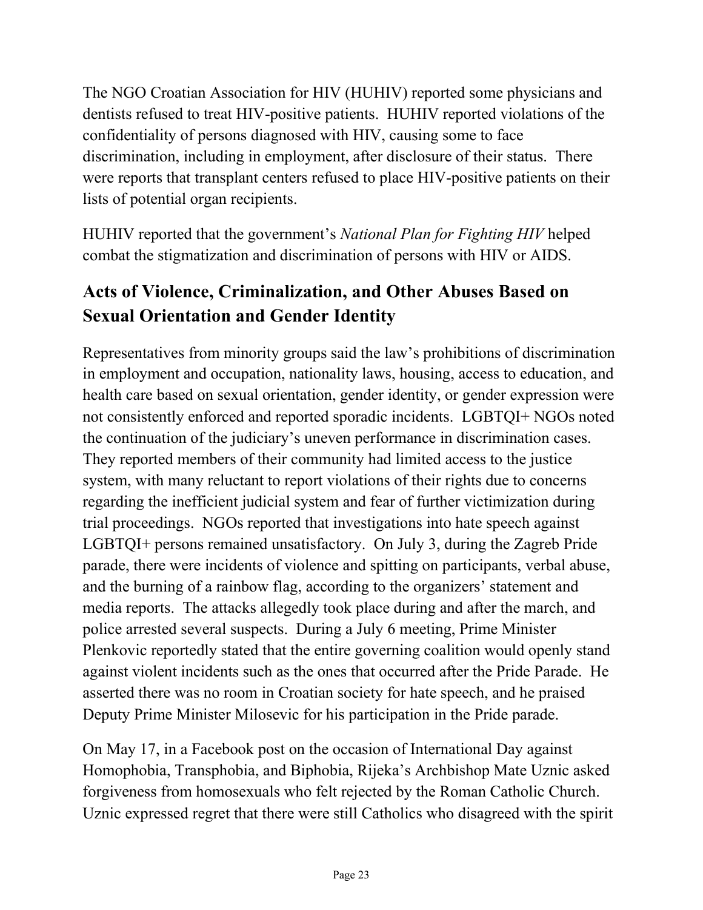The NGO Croatian Association for HIV (HUHIV) reported some physicians and dentists refused to treat HIV-positive patients. HUHIV reported violations of the confidentiality of persons diagnosed with HIV, causing some to face discrimination, including in employment, after disclosure of their status. There were reports that transplant centers refused to place HIV-positive patients on their lists of potential organ recipients.

HUHIV reported that the government's *National Plan for Fighting HIV* helped combat the stigmatization and discrimination of persons with HIV or AIDS.

## Acts of Violence, Criminalization, and Other Abuses Based on Sexual Orientation and Gender Identity

Representatives from minority groups said the law's prohibitions of discrimination in employment and occupation, nationality laws, housing, access to education, and health care based on sexual orientation, gender identity, or gender expression were not consistently enforced and reported sporadic incidents. LGBTQI+ NGOs noted the continuation of the judiciary's uneven performance in discrimination cases. They reported members of their community had limited access to the justice system, with many reluctant to report violations of their rights due to concerns regarding the inefficient judicial system and fear of further victimization during trial proceedings. NGOs reported that investigations into hate speech against LGBTQI+ persons remained unsatisfactory. On July 3, during the Zagreb Pride parade, there were incidents of violence and spitting on participants, verbal abuse, and the burning of a rainbow flag, according to the organizers' statement and media reports. The attacks allegedly took place during and after the march, and police arrested several suspects. During a July 6 meeting, Prime Minister Plenkovic reportedly stated that the entire governing coalition would openly stand against violent incidents such as the ones that occurred after the Pride Parade. He asserted there was no room in Croatian society for hate speech, and he praised Deputy Prime Minister Milosevic for his participation in the Pride parade.

On May 17, in a Facebook post on the occasion of International Day against Homophobia, Transphobia, and Biphobia, Rijeka's Archbishop Mate Uznic asked forgiveness from homosexuals who felt rejected by the Roman Catholic Church. Uznic expressed regret that there were still Catholics who disagreed with the spirit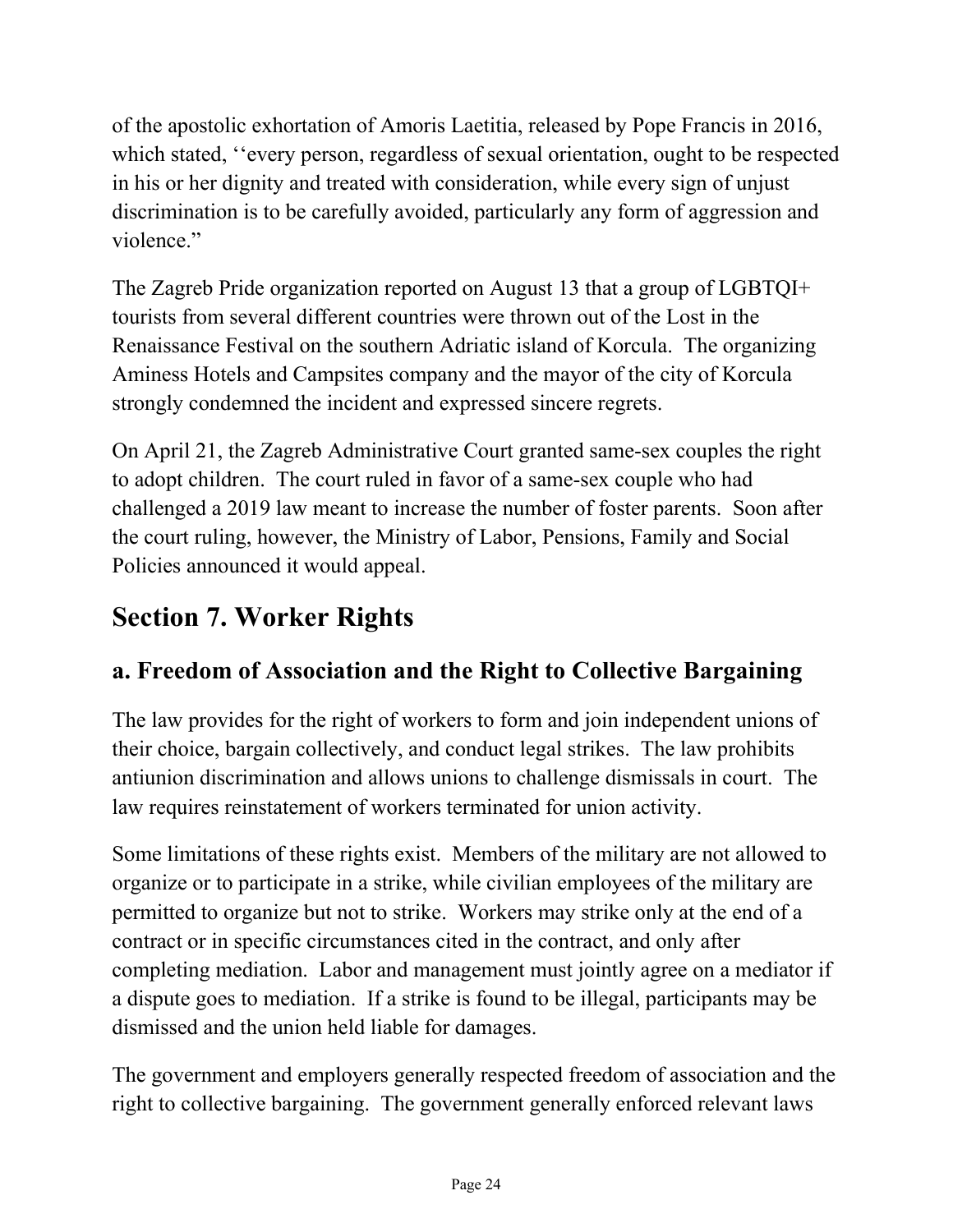of the apostolic exhortation of Amoris Laetitia, released by Pope Francis in 2016, which stated, ‘‘every person, regardless of sexual orientation, ought to be respected in his or her dignity and treated with consideration, while every sign of unjust discrimination is to be carefully avoided, particularly any form of aggression and violence.”

The Zagreb Pride organization reported on August 13 that a group of LGBTQI+ tourists from several different countries were thrown out of the Lost in the Renaissance Festival on the southern Adriatic island of Korcula. The organizing Aminess Hotels and Campsites company and the mayor of the city of Korcula strongly condemned the incident and expressed sincere regrets.

On April 21, the Zagreb Administrative Court granted same-sex couples the right to adopt children. The court ruled in favor of a same-sex couple who had challenged a 2019 law meant to increase the number of foster parents. Soon after the court ruling, however, the Ministry of Labor, Pensions, Family and Social Policies announced it would appeal.

## Section 7. Worker Rights

### a. Freedom of Association and the Right to Collective Bargaining

The law provides for the right of workers to form and join independent unions of their choice, bargain collectively, and conduct legal strikes. The law prohibits antiunion discrimination and allows unions to challenge dismissals in court. The law requires reinstatement of workers terminated for union activity.

Some limitations of these rights exist. Members of the military are not allowed to organize or to participate in a strike, while civilian employees of the military are permitted to organize but not to strike. Workers may strike only at the end of a contract or in specific circumstances cited in the contract, and only after completing mediation. Labor and management must jointly agree on a mediator if a dispute goes to mediation. If a strike is found to be illegal, participants may be dismissed and the union held liable for damages.

The government and employers generally respected freedom of association and the right to collective bargaining. The government generally enforced relevant laws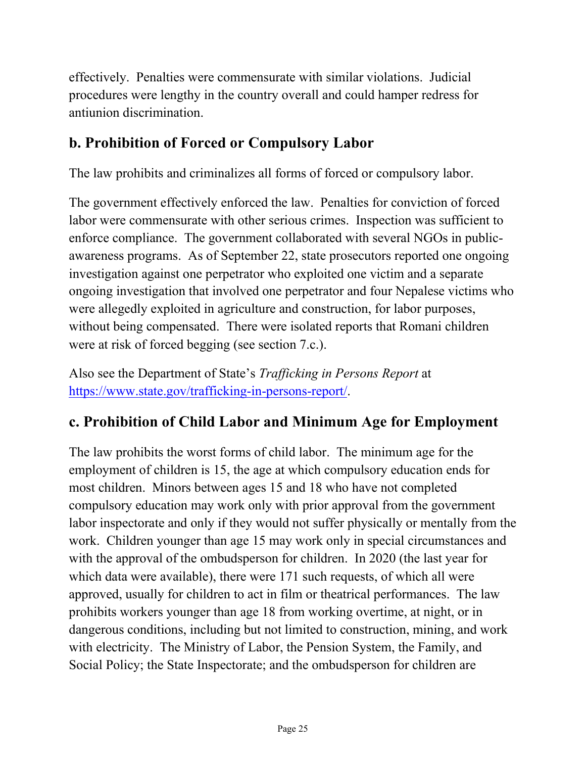effectively. Penalties were commensurate with similar violations. Judicial procedures were lengthy in the country overall and could hamper redress for antiunion discrimination.

## b. Prohibition of Forced or Compulsory Labor

The law prohibits and criminalizes all forms of forced or compulsory labor.

The government effectively enforced the law. Penalties for conviction of forced labor were commensurate with other serious crimes. Inspection was sufficient to enforce compliance. The government collaborated with several NGOs in public-awareness programs. As of September 22, state prosecutors reported one ongoing investigation against one perpetrator who exploited one victim and a separate ongoing investigation that involved one perpetrator and four Nepalese victims who were allegedly exploited in agriculture and construction, for labor purposes, without being compensated. There were isolated reports that Romani children were at risk of forced begging (see section 7.c.).

Also see the Department of State's *Trafficking in Persons Report* at [https://www.state.gov/trafficking-in-persons-report/](https://www.state.gov/trafficking-in-persons-report/).

## c. Prohibition of Child Labor and Minimum Age for Employment

The law prohibits the worst forms of child labor. The minimum age for the employment of children is 15, the age at which compulsory education ends for most children. Minors between ages 15 and 18 who have not completed compulsory education may work only with prior approval from the government labor inspectorate and only if they would not suffer physically or mentally from the work. Children younger than age 15 may work only in special circumstances and with the approval of the ombudsperson for children. In 2020 (the last year for which data were available), there were 171 such requests, of which all were approved, usually for children to act in film or theatrical performances. The law prohibits workers younger than age 18 from working overtime, at night, or in dangerous conditions, including but not limited to construction, mining, and work with electricity. The Ministry of Labor, the Pension System, the Family, and Social Policy; the State Inspectorate; and the ombudsperson for children are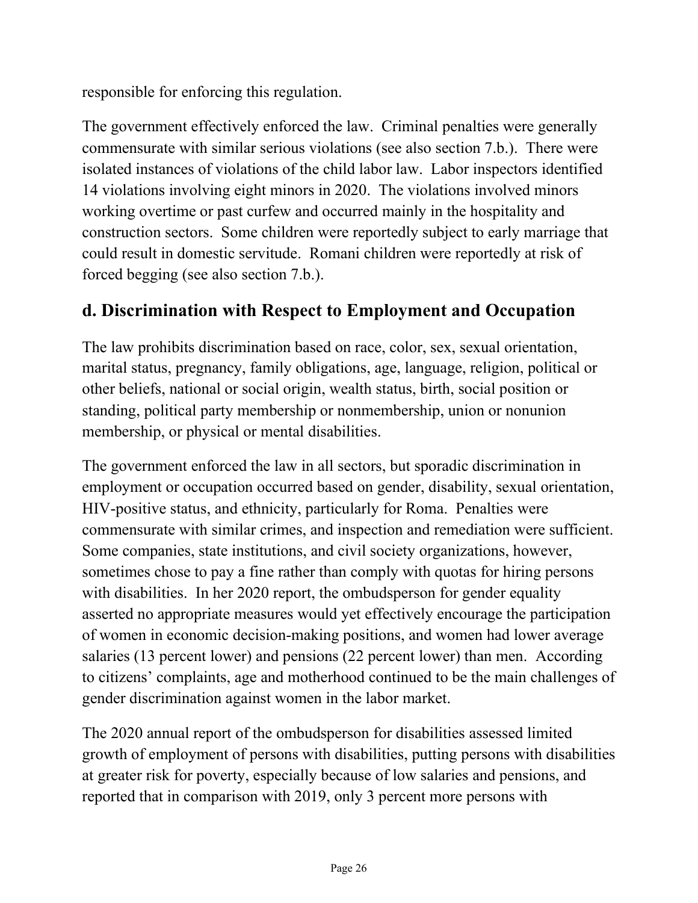responsible for enforcing this regulation.

The government effectively enforced the law. Criminal penalties were generally commensurate with similar serious violations (see also section 7.b.). There were isolated instances of violations of the child labor law. Labor inspectors identified 14 violations involving eight minors in 2020. The violations involved minors working overtime or past curfew and occurred mainly in the hospitality and construction sectors. Some children were reportedly subject to early marriage that could result in domestic servitude. Romani children were reportedly at risk of forced begging (see also section 7.b.).

## d. Discrimination with Respect to Employment and Occupation

The law prohibits discrimination based on race, color, sex, sexual orientation, marital status, pregnancy, family obligations, age, language, religion, political or other beliefs, national or social origin, wealth status, birth, social position or standing, political party membership or nonmembership, union or nonunion membership, or physical or mental disabilities.

The government enforced the law in all sectors, but sporadic discrimination in employment or occupation occurred based on gender, disability, sexual orientation, HIV-positive status, and ethnicity, particularly for Roma. Penalties were commensurate with similar crimes, and inspection and remediation were sufficient. Some companies, state institutions, and civil society organizations, however, sometimes chose to pay a fine rather than comply with quotas for hiring persons with disabilities. In her 2020 report, the ombudsperson for gender equality asserted no appropriate measures would yet effectively encourage the participation of women in economic decision-making positions, and women had lower average salaries (13 percent lower) and pensions (22 percent lower) than men. According to citizens' complaints, age and motherhood continued to be the main challenges of gender discrimination against women in the labor market.

The 2020 annual report of the ombudsperson for disabilities assessed limited growth of employment of persons with disabilities, putting persons with disabilities at greater risk for poverty, especially because of low salaries and pensions, and reported that in comparison with 2019, only 3 percent more persons with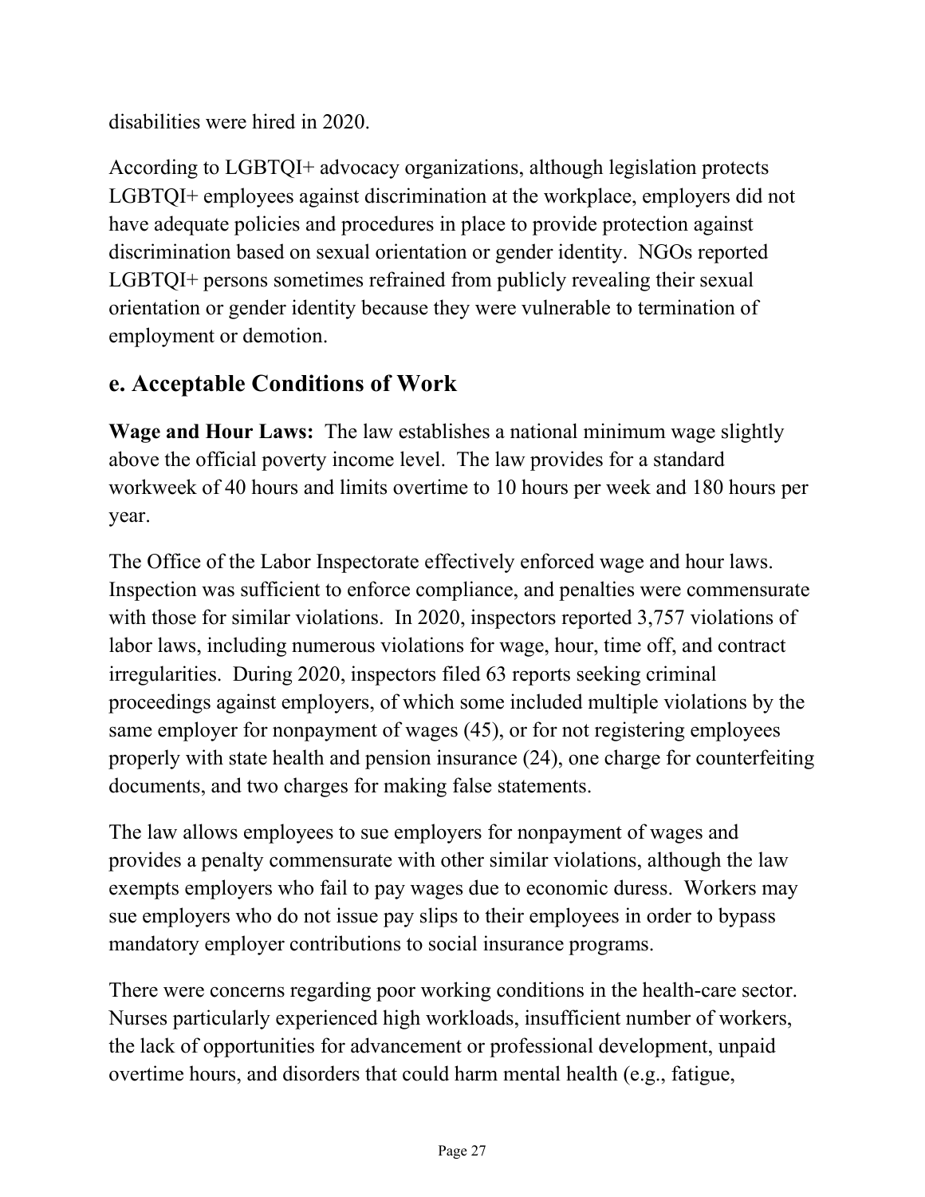disabilities were hired in 2020.

According to LGBTQI+ advocacy organizations, although legislation protects LGBTQI+ employees against discrimination at the workplace, employers did not have adequate policies and procedures in place to provide protection against discrimination based on sexual orientation or gender identity. NGOs reported LGBTQI+ persons sometimes refrained from publicly revealing their sexual orientation or gender identity because they were vulnerable to termination of employment or demotion.

## e. Acceptable Conditions of Work

**Wage and Hour Laws:** The law establishes a national minimum wage slightly above the official poverty income level. The law provides for a standard workweek of 40 hours and limits overtime to 10 hours per week and 180 hours per year.

The Office of the Labor Inspectorate effectively enforced wage and hour laws. Inspection was sufficient to enforce compliance, and penalties were commensurate with those for similar violations. In 2020, inspectors reported 3,757 violations of labor laws, including numerous violations for wage, hour, time off, and contract irregularities. During 2020, inspectors filed 63 reports seeking criminal proceedings against employers, of which some included multiple violations by the same employer for nonpayment of wages (45), or for not registering employees properly with state health and pension insurance (24), one charge for counterfeiting documents, and two charges for making false statements.

The law allows employees to sue employers for nonpayment of wages and provides a penalty commensurate with other similar violations, although the law exempts employers who fail to pay wages due to economic duress. Workers may sue employers who do not issue pay slips to their employees in order to bypass mandatory employer contributions to social insurance programs.

There were concerns regarding poor working conditions in the health-care sector. Nurses particularly experienced high workloads, insufficient number of workers, the lack of opportunities for advancement or professional development, unpaid overtime hours, and disorders that could harm mental health (e.g., fatigue,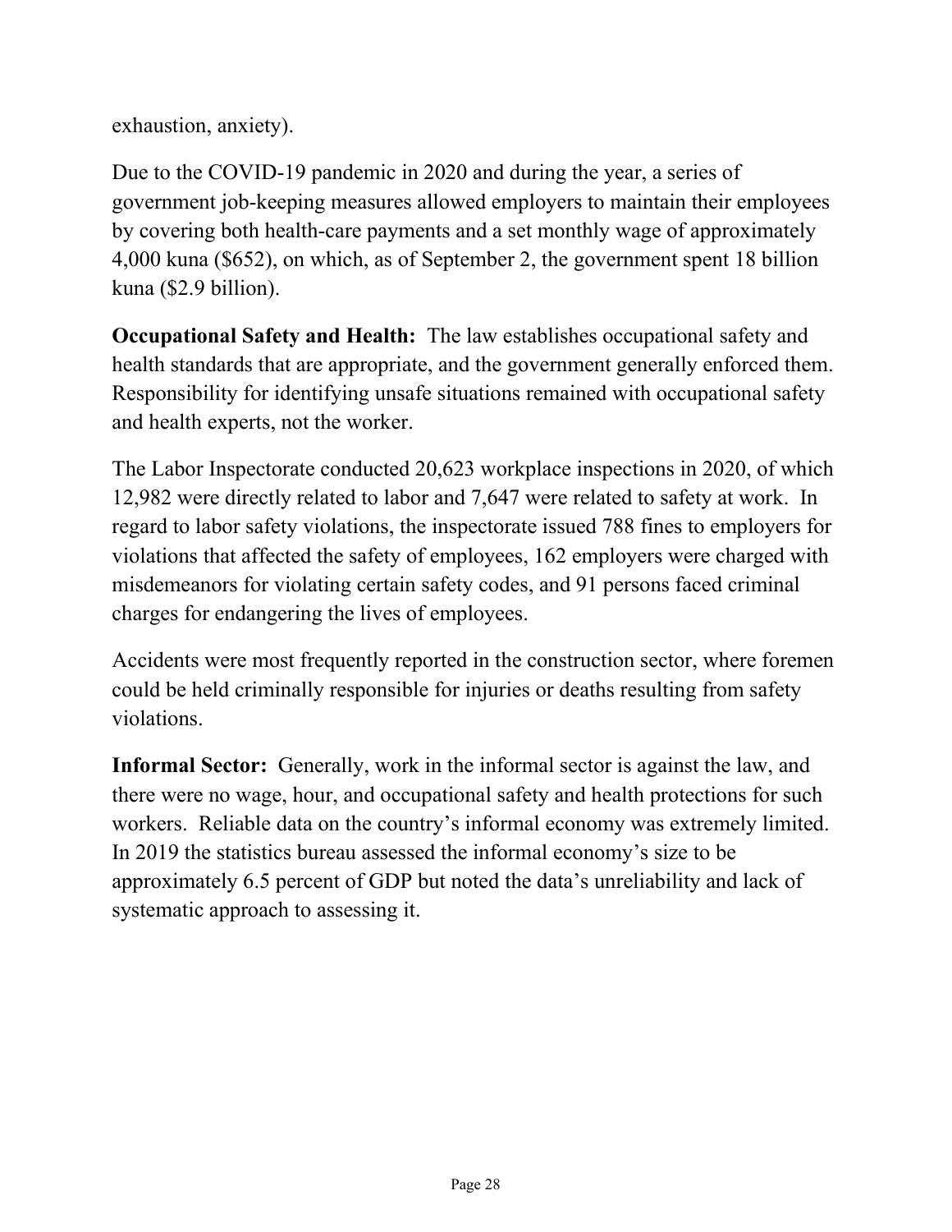exhaustion, anxiety).

Due to the COVID-19 pandemic in 2020 and during the year, a series of government job-keeping measures allowed employers to maintain their employees by covering both health-care payments and a set monthly wage of approximately 4,000 kuna ($652), on which, as of September 2, the government spent 18 billion kuna ($2.9 billion).

**Occupational Safety and Health:** The law establishes occupational safety and health standards that are appropriate, and the government generally enforced them. Responsibility for identifying unsafe situations remained with occupational safety and health experts, not the worker.

The Labor Inspectorate conducted 20,623 workplace inspections in 2020, of which 12,982 were directly related to labor and 7,647 were related to safety at work. In regard to labor safety violations, the inspectorate issued 788 fines to employers for violations that affected the safety of employees, 162 employers were charged with misdemeanors for violating certain safety codes, and 91 persons faced criminal charges for endangering the lives of employees.

Accidents were most frequently reported in the construction sector, where foremen could be held criminally responsible for injuries or deaths resulting from safety violations.

**Informal Sector:** Generally, work in the informal sector is against the law, and there were no wage, hour, and occupational safety and health protections for such workers. Reliable data on the country's informal economy was extremely limited. In 2019 the statistics bureau assessed the informal economy's size to be approximately 6.5 percent of GDP but noted the data's unreliability and lack of systematic approach to assessing it.